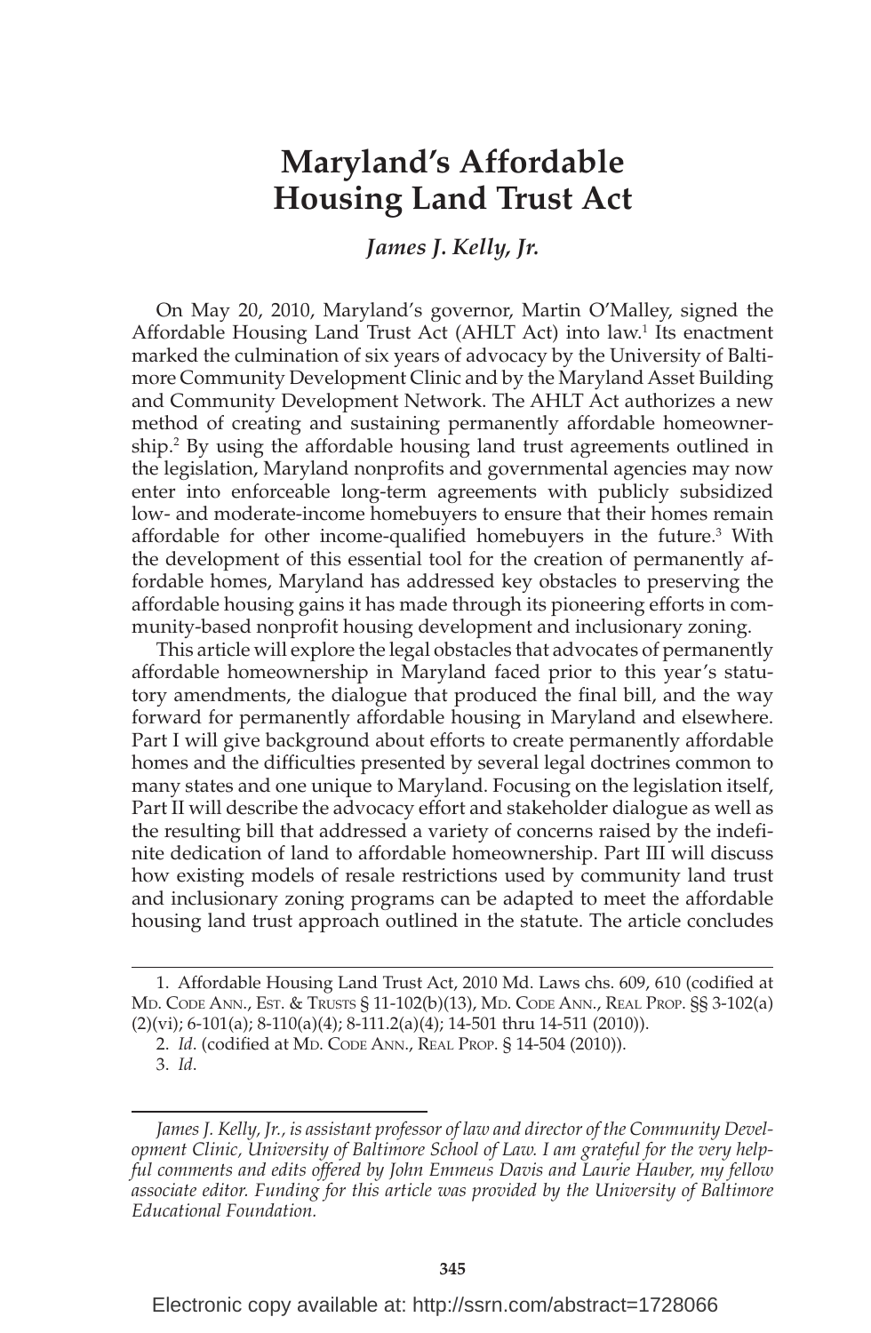# Maryland's Affordable Housing Land Trust Act

*James J. Kelly, Jr.*

On May 20, 2010, Maryland's governor, Martin O'Malley, signed the Affordable Housing Land Trust Act (AHLT Act) into law.[1] Its enactment marked the culmination of six years of advocacy by the University of Baltimore Community Development Clinic and by the Maryland Asset Building and Community Development Network. The AHLT Act authorizes a new method of creating and sustaining permanently affordable homeownership.[2] By using the affordable housing land trust agreements outlined in the legislation, Maryland nonprofits and governmental agencies may now enter into enforceable long-term agreements with publicly subsidized low- and moderate-income homebuyers to ensure that their homes remain affordable for other income-qualified homebuyers in the future.[3] With the development of this essential tool for the creation of permanently affordable homes, Maryland has addressed key obstacles to preserving the affordable housing gains it has made through its pioneering efforts in community-based nonprofit housing development and inclusionary zoning.

This article will explore the legal obstacles that advocates of permanently affordable homeownership in Maryland faced prior to this year's statutory amendments, the dialogue that produced the final bill, and the way forward for permanently affordable housing in Maryland and elsewhere. Part I will give background about efforts to create permanently affordable homes and the difficulties presented by several legal doctrines common to many states and one unique to Maryland. Focusing on the legislation itself, Part II will describe the advocacy effort and stakeholder dialogue as well as the resulting bill that addressed a variety of concerns raised by the indefinite dedication of land to affordable homeownership. Part III will discuss how existing models of resale restrictions used by community land trust and inclusionary zoning programs can be adapted to meet the affordable housing land trust approach outlined in the statute. The article concludes

---

1. Affordable Housing Land Trust Act, 2010 Md. Laws chs. 609, 610 (codified at Md. Code Ann., Est. & Trusts § 11-102(b)(13), Md. Code Ann., Real Prop. §§ 3-102(a)(2)(vi); 6-101(a); 8-110(a)(4); 8-111.2(a)(4); 14-501 thru 14-511 (2010)).

2. *Id*. (codified at Md. Code Ann., Real Prop. § 14-504 (2010)).

3. *Id*.

---

*James J. Kelly, Jr., is assistant professor of law and director of the Community Development Clinic, University of Baltimore School of Law. I am grateful for the very helpful comments and edits offered by John Emmeus Davis and Laurie Hauber, my fellow associate editor. Funding for this article was provided by the University of Baltimore Educational Foundation.*

Electronic copy available at: http://ssrn.com/abstract=1728066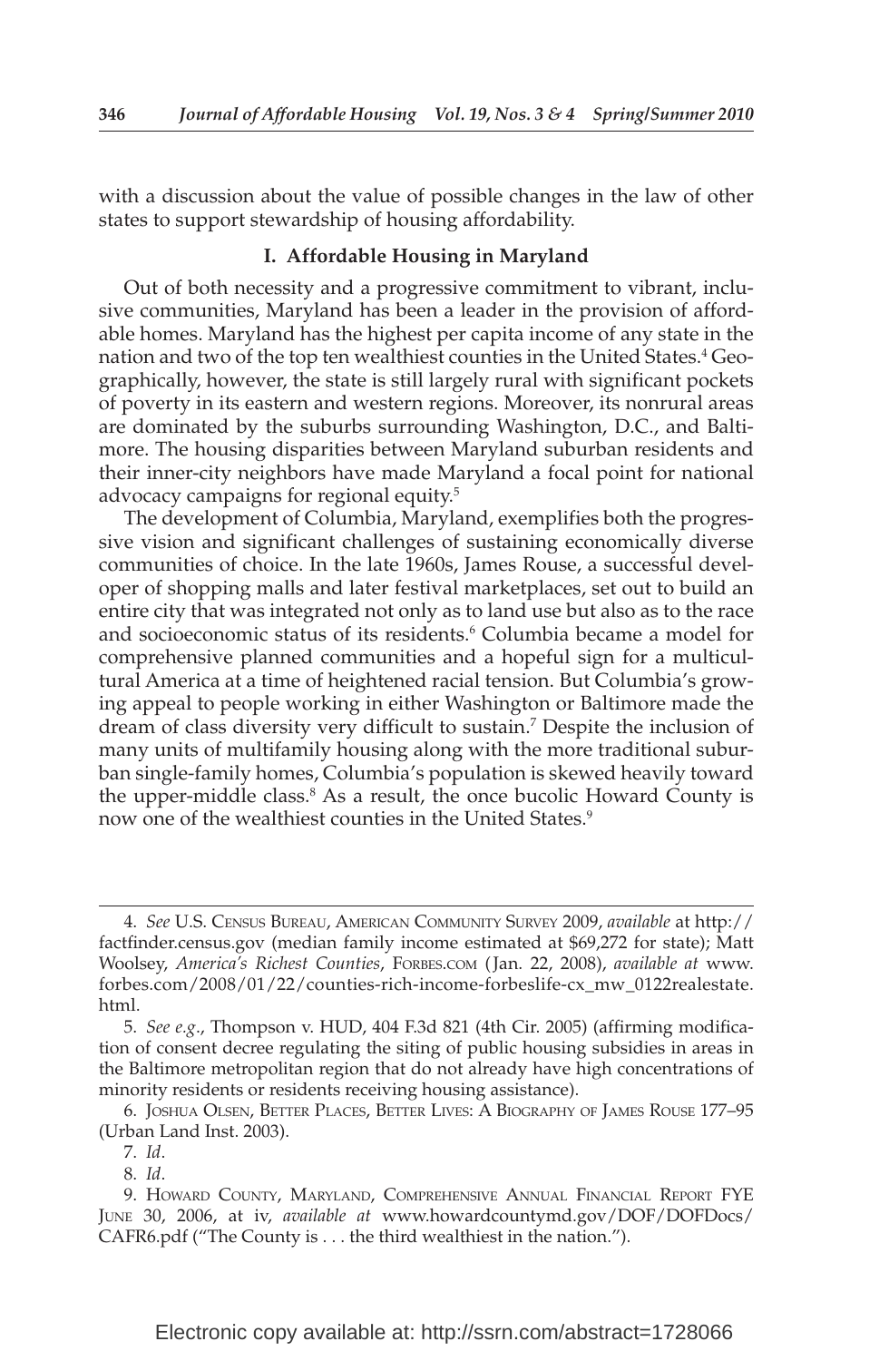with a discussion about the value of possible changes in the law of other states to support stewardship of housing affordability.

## I. Affordable Housing in Maryland

Out of both necessity and a progressive commitment to vibrant, inclusive communities, Maryland has been a leader in the provision of affordable homes. Maryland has the highest per capita income of any state in the nation and two of the top ten wealthiest counties in the United States.[4] Geographically, however, the state is still largely rural with significant pockets of poverty in its eastern and western regions. Moreover, its nonrural areas are dominated by the suburbs surrounding Washington, D.C., and Baltimore. The housing disparities between Maryland suburban residents and their inner-city neighbors have made Maryland a focal point for national advocacy campaigns for regional equity.[5]

The development of Columbia, Maryland, exemplifies both the progressive vision and significant challenges of sustaining economically diverse communities of choice. In the late 1960s, James Rouse, a successful developer of shopping malls and later festival marketplaces, set out to build an entire city that was integrated not only as to land use but also as to the race and socioeconomic status of its residents.[6] Columbia became a model for comprehensive planned communities and a hopeful sign for a multicultural America at a time of heightened racial tension. But Columbia's growing appeal to people working in either Washington or Baltimore made the dream of class diversity very difficult to sustain.[7] Despite the inclusion of many units of multifamily housing along with the more traditional suburban single-family homes, Columbia's population is skewed heavily toward the upper-middle class.[8] As a result, the once bucolic Howard County is now one of the wealthiest counties in the United States.[9]

---

4. *See* U.S. Census Bureau, American Community Survey 2009, *available* at http://factfinder.census.gov (median family income estimated at $69,272 for state); Matt Woolsey, *America's Richest Counties*, Forbes.com (Jan. 22, 2008), *available at* www.forbes.com/2008/01/22/counties-rich-income-forbeslife-cx_mw_0122realestate.html.

5. *See e.g.*, Thompson v. HUD, 404 F.3d 821 (4th Cir. 2005) (affirming modification of consent decree regulating the siting of public housing subsidies in areas in the Baltimore metropolitan region that do not already have high concentrations of minority residents or residents receiving housing assistance).

6. Joshua Olsen, Better Places, Better Lives: A Biography of James Rouse 177–95 (Urban Land Inst. 2003).

7. *Id*.

8. *Id*.

9. Howard County, Maryland, Comprehensive Annual Financial Report FYE June 30, 2006, at iv, *available at* www.howardcountymd.gov/DOF/DOFDocs/CAFR6.pdf ("The County is . . . the third wealthiest in the nation.").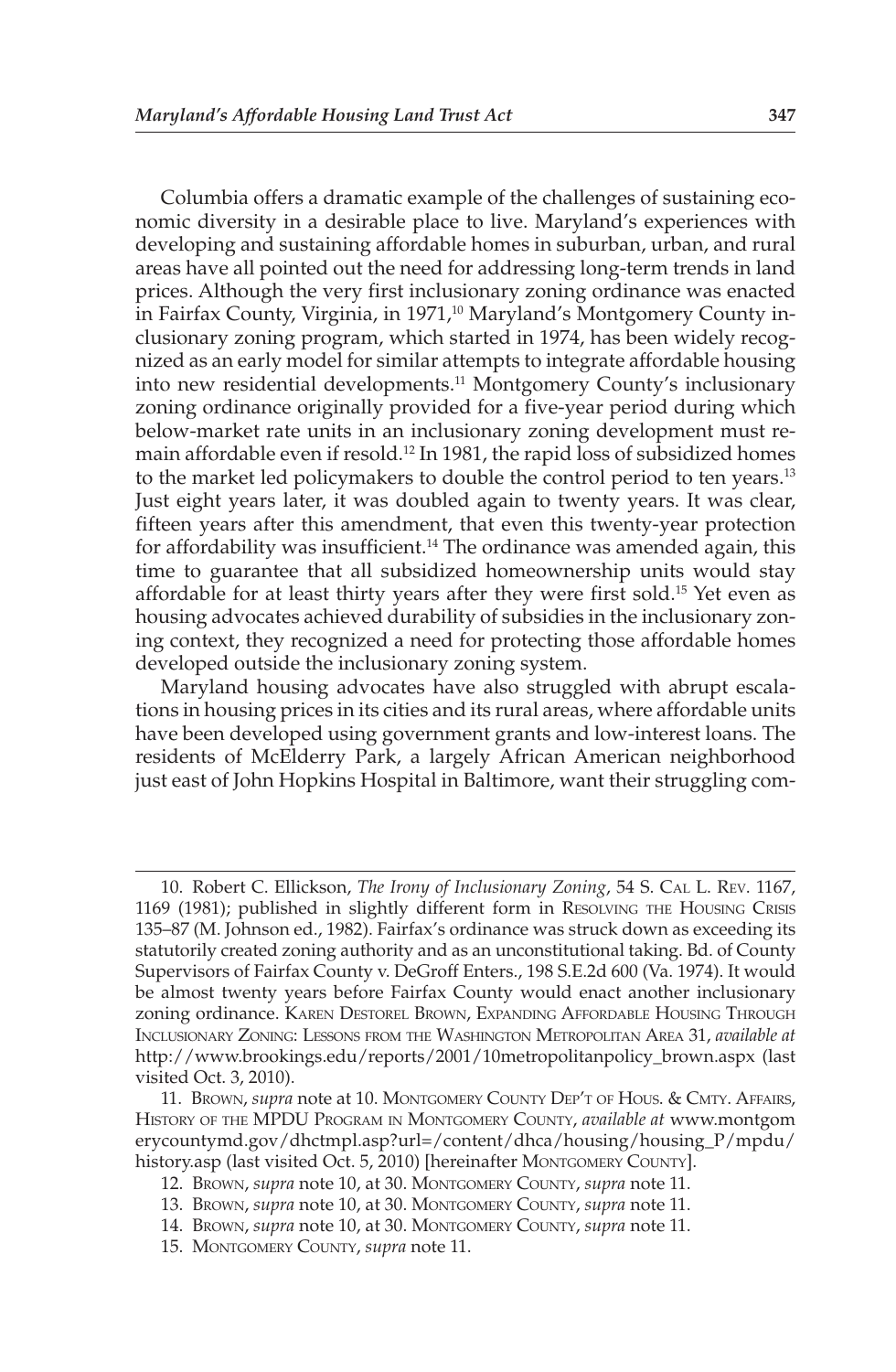Columbia offers a dramatic example of the challenges of sustaining economic diversity in a desirable place to live. Maryland's experiences with developing and sustaining affordable homes in suburban, urban, and rural areas have all pointed out the need for addressing long-term trends in land prices. Although the very first inclusionary zoning ordinance was enacted in Fairfax County, Virginia, in 1971,[10] Maryland's Montgomery County inclusionary zoning program, which started in 1974, has been widely recognized as an early model for similar attempts to integrate affordable housing into new residential developments.[11] Montgomery County's inclusionary zoning ordinance originally provided for a five-year period during which below-market rate units in an inclusionary zoning development must remain affordable even if resold.[12] In 1981, the rapid loss of subsidized homes to the market led policymakers to double the control period to ten years.[13] Just eight years later, it was doubled again to twenty years. It was clear, fifteen years after this amendment, that even this twenty-year protection for affordability was insufficient.[14] The ordinance was amended again, this time to guarantee that all subsidized homeownership units would stay affordable for at least thirty years after they were first sold.[15] Yet even as housing advocates achieved durability of subsidies in the inclusionary zoning context, they recognized a need for protecting those affordable homes developed outside the inclusionary zoning system.

Maryland housing advocates have also struggled with abrupt escalations in housing prices in its cities and its rural areas, where affordable units have been developed using government grants and low-interest loans. The residents of McElderry Park, a largely African American neighborhood just east of John Hopkins Hospital in Baltimore, want their struggling com-

---

10. Robert C. Ellickson, *The Irony of Inclusionary Zoning*, 54 S. Cal L. Rev. 1167, 1169 (1981); published in slightly different form in Resolving the Housing Crisis 135–87 (M. Johnson ed., 1982). Fairfax's ordinance was struck down as exceeding its statutorily created zoning authority and as an unconstitutional taking. Bd. of County Supervisors of Fairfax County v. DeGroff Enters., 198 S.E.2d 600 (Va. 1974). It would be almost twenty years before Fairfax County would enact another inclusionary zoning ordinance. Karen Destorel Brown, Expanding Affordable Housing Through Inclusionary Zoning: Lessons from the Washington Metropolitan Area 31, *available at* http://www.brookings.edu/reports/2001/10metropolitanpolicy_brown.aspx (last visited Oct. 3, 2010).

11. Brown, *supra* note at 10. Montgomery County Dep't of Hous. & Cmty. Affairs, History of the MPDU Program in Montgomery County, *available at* www.montgomerycountymd.gov/dhctmpl.asp?url=/content/dhca/housing/housing_P/mpdu/history.asp (last visited Oct. 5, 2010) [hereinafter Montgomery County].

12. Brown, *supra* note 10, at 30. Montgomery County, *supra* note 11.

13. Brown, *supra* note 10, at 30. Montgomery County, *supra* note 11.

14. Brown, *supra* note 10, at 30. Montgomery County, *supra* note 11.

15. Montgomery County, *supra* note 11.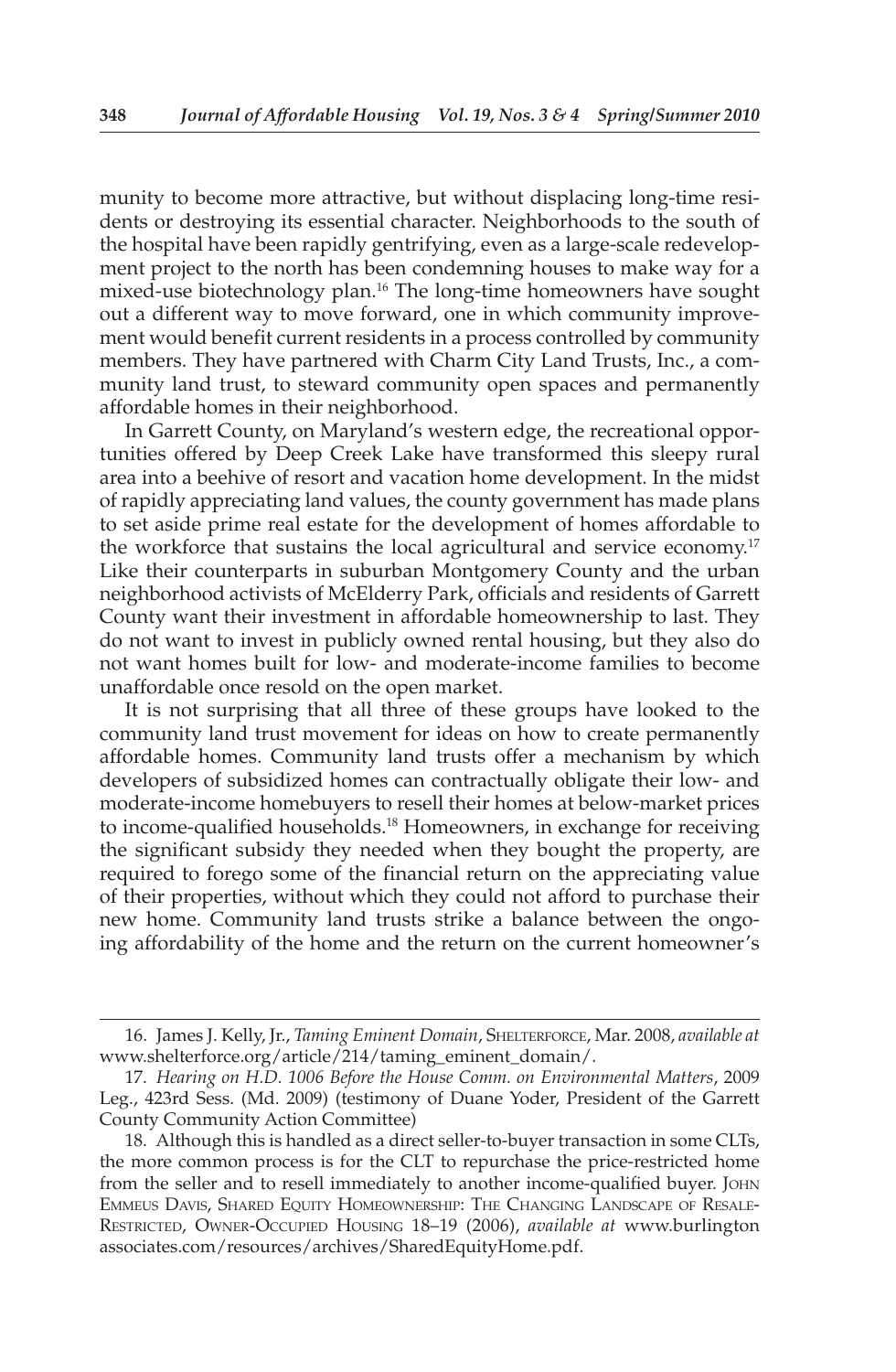munity to become more attractive, but without displacing long-time residents or destroying its essential character. Neighborhoods to the south of the hospital have been rapidly gentrifying, even as a large-scale redevelopment project to the north has been condemning houses to make way for a mixed-use biotechnology plan.[16] The long-time homeowners have sought out a different way to move forward, one in which community improvement would benefit current residents in a process controlled by community members. They have partnered with Charm City Land Trusts, Inc., a community land trust, to steward community open spaces and permanently affordable homes in their neighborhood.

In Garrett County, on Maryland's western edge, the recreational opportunities offered by Deep Creek Lake have transformed this sleepy rural area into a beehive of resort and vacation home development. In the midst of rapidly appreciating land values, the county government has made plans to set aside prime real estate for the development of homes affordable to the workforce that sustains the local agricultural and service economy.[17] Like their counterparts in suburban Montgomery County and the urban neighborhood activists of McElderry Park, officials and residents of Garrett County want their investment in affordable homeownership to last. They do not want to invest in publicly owned rental housing, but they also do not want homes built for low- and moderate-income families to become unaffordable once resold on the open market.

It is not surprising that all three of these groups have looked to the community land trust movement for ideas on how to create permanently affordable homes. Community land trusts offer a mechanism by which developers of subsidized homes can contractually obligate their low- and moderate-income homebuyers to resell their homes at below-market prices to income-qualified households.[18] Homeowners, in exchange for receiving the significant subsidy they needed when they bought the property, are required to forego some of the financial return on the appreciating value of their properties, without which they could not afford to purchase their new home. Community land trusts strike a balance between the ongoing affordability of the home and the return on the current homeowner's

---

16. James J. Kelly, Jr., *Taming Eminent Domain*, Shelterforce, Mar. 2008, *available at* www.shelterforce.org/article/214/taming_eminent_domain/.

17. *Hearing on H.D. 1006 Before the House Comm. on Environmental Matters*, 2009 Leg., 423rd Sess. (Md. 2009) (testimony of Duane Yoder, President of the Garrett County Community Action Committee)

18. Although this is handled as a direct seller-to-buyer transaction in some CLTs, the more common process is for the CLT to repurchase the price-restricted home from the seller and to resell immediately to another income-qualified buyer. John Emmeus Davis, Shared Equity Homeownership: The Changing Landscape of Resale-Restricted, Owner-Occupied Housing 18–19 (2006), *available at* www.burlingtonassociates.com/resources/archives/SharedEquityHome.pdf.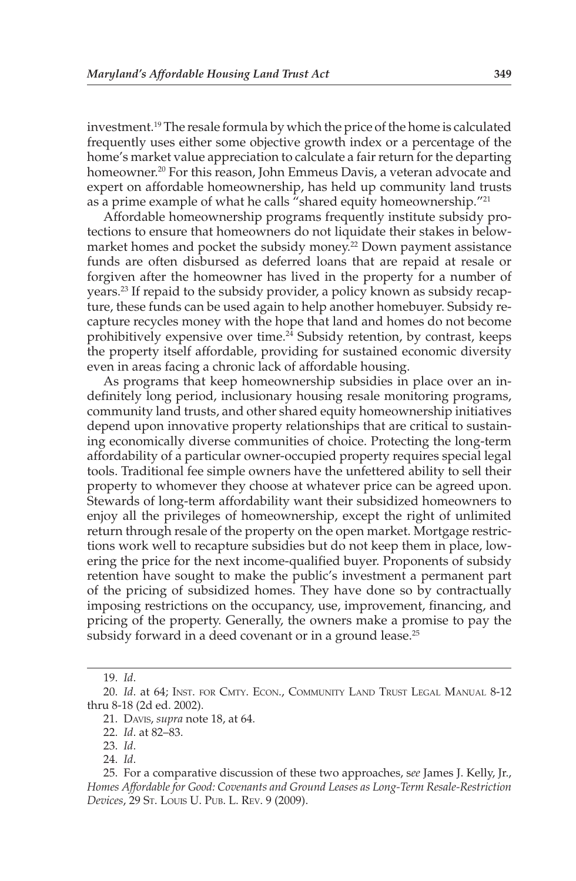investment.[19] The resale formula by which the price of the home is calculated frequently uses either some objective growth index or a percentage of the home's market value appreciation to calculate a fair return for the departing homeowner.[20] For this reason, John Emmeus Davis, a veteran advocate and expert on affordable homeownership, has held up community land trusts as a prime example of what he calls "shared equity homeownership."[21]

Affordable homeownership programs frequently institute subsidy protections to ensure that homeowners do not liquidate their stakes in below-market homes and pocket the subsidy money.[22] Down payment assistance funds are often disbursed as deferred loans that are repaid at resale or forgiven after the homeowner has lived in the property for a number of years.[23] If repaid to the subsidy provider, a policy known as subsidy recapture, these funds can be used again to help another homebuyer. Subsidy recapture recycles money with the hope that land and homes do not become prohibitively expensive over time.[24] Subsidy retention, by contrast, keeps the property itself affordable, providing for sustained economic diversity even in areas facing a chronic lack of affordable housing.

As programs that keep homeownership subsidies in place over an indefinitely long period, inclusionary housing resale monitoring programs, community land trusts, and other shared equity homeownership initiatives depend upon innovative property relationships that are critical to sustaining economically diverse communities of choice. Protecting the long-term affordability of a particular owner-occupied property requires special legal tools. Traditional fee simple owners have the unfettered ability to sell their property to whomever they choose at whatever price can be agreed upon. Stewards of long-term affordability want their subsidized homeowners to enjoy all the privileges of homeownership, except the right of unlimited return through resale of the property on the open market. Mortgage restrictions work well to recapture subsidies but do not keep them in place, lowering the price for the next income-qualified buyer. Proponents of subsidy retention have sought to make the public's investment a permanent part of the pricing of subsidized homes. They have done so by contractually imposing restrictions on the occupancy, use, improvement, financing, and pricing of the property. Generally, the owners make a promise to pay the subsidy forward in a deed covenant or in a ground lease.[25]

---

19. *Id*.

20. *Id*. at 64; Inst. for Cmty. Econ., Community Land Trust Legal Manual 8-12 thru 8-18 (2d ed. 2002).

21. Davis, *supra* note 18, at 64.

22. *Id*. at 82–83.

23. *Id*.

24. *Id*.

25. For a comparative discussion of these two approaches, *see* James J. Kelly, Jr., *Homes Affordable for Good: Covenants and Ground Leases as Long-Term Resale-Restriction Devices*, 29 St. Louis U. Pub. L. Rev. 9 (2009).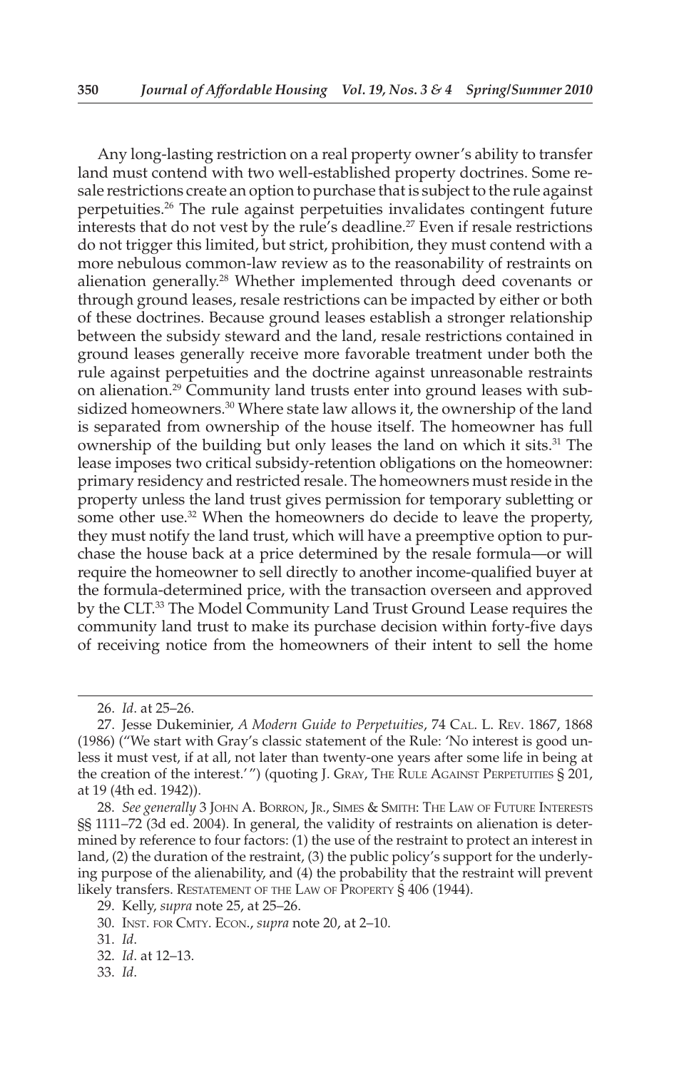Any long-lasting restriction on a real property owner's ability to transfer land must contend with two well-established property doctrines. Some resale restrictions create an option to purchase that is subject to the rule against perpetuities.[26] The rule against perpetuities invalidates contingent future interests that do not vest by the rule's deadline.[27] Even if resale restrictions do not trigger this limited, but strict, prohibition, they must contend with a more nebulous common-law review as to the reasonability of restraints on alienation generally.[28] Whether implemented through deed covenants or through ground leases, resale restrictions can be impacted by either or both of these doctrines. Because ground leases establish a stronger relationship between the subsidy steward and the land, resale restrictions contained in ground leases generally receive more favorable treatment under both the rule against perpetuities and the doctrine against unreasonable restraints on alienation.[29] Community land trusts enter into ground leases with subsidized homeowners.[30] Where state law allows it, the ownership of the land is separated from ownership of the house itself. The homeowner has full ownership of the building but only leases the land on which it sits.[31] The lease imposes two critical subsidy-retention obligations on the homeowner: primary residency and restricted resale. The homeowners must reside in the property unless the land trust gives permission for temporary subletting or some other use.[32] When the homeowners do decide to leave the property, they must notify the land trust, which will have a preemptive option to purchase the house back at a price determined by the resale formula—or will require the homeowner to sell directly to another income-qualified buyer at the formula-determined price, with the transaction overseen and approved by the CLT.[33] The Model Community Land Trust Ground Lease requires the community land trust to make its purchase decision within forty-five days of receiving notice from the homeowners of their intent to sell the home

---

26. *Id.* at 25–26.

27. Jesse Dukeminier, *A Modern Guide to Perpetuities*, 74 Cal. L. Rev. 1867, 1868 (1986) ("We start with Gray's classic statement of the Rule: 'No interest is good unless it must vest, if at all, not later than twenty-one years after some life in being at the creation of the interest.' ") (quoting J. Gray, The Rule Against Perpetuities § 201, at 19 (4th ed. 1942)).

28. *See generally* 3 John A. Borron, Jr., Simes & Smith: The Law of Future Interests §§ 1111–72 (3d ed. 2004). In general, the validity of restraints on alienation is determined by reference to four factors: (1) the use of the restraint to protect an interest in land, (2) the duration of the restraint, (3) the public policy's support for the underlying purpose of the alienability, and (4) the probability that the restraint will prevent likely transfers. Restatement of the Law of Property § 406 (1944).

29. Kelly, *supra* note 25, at 25–26.

30. Inst. for Cmty. Econ., *supra* note 20, at 2–10.

31. *Id.*

32. *Id.* at 12–13.

33. *Id.*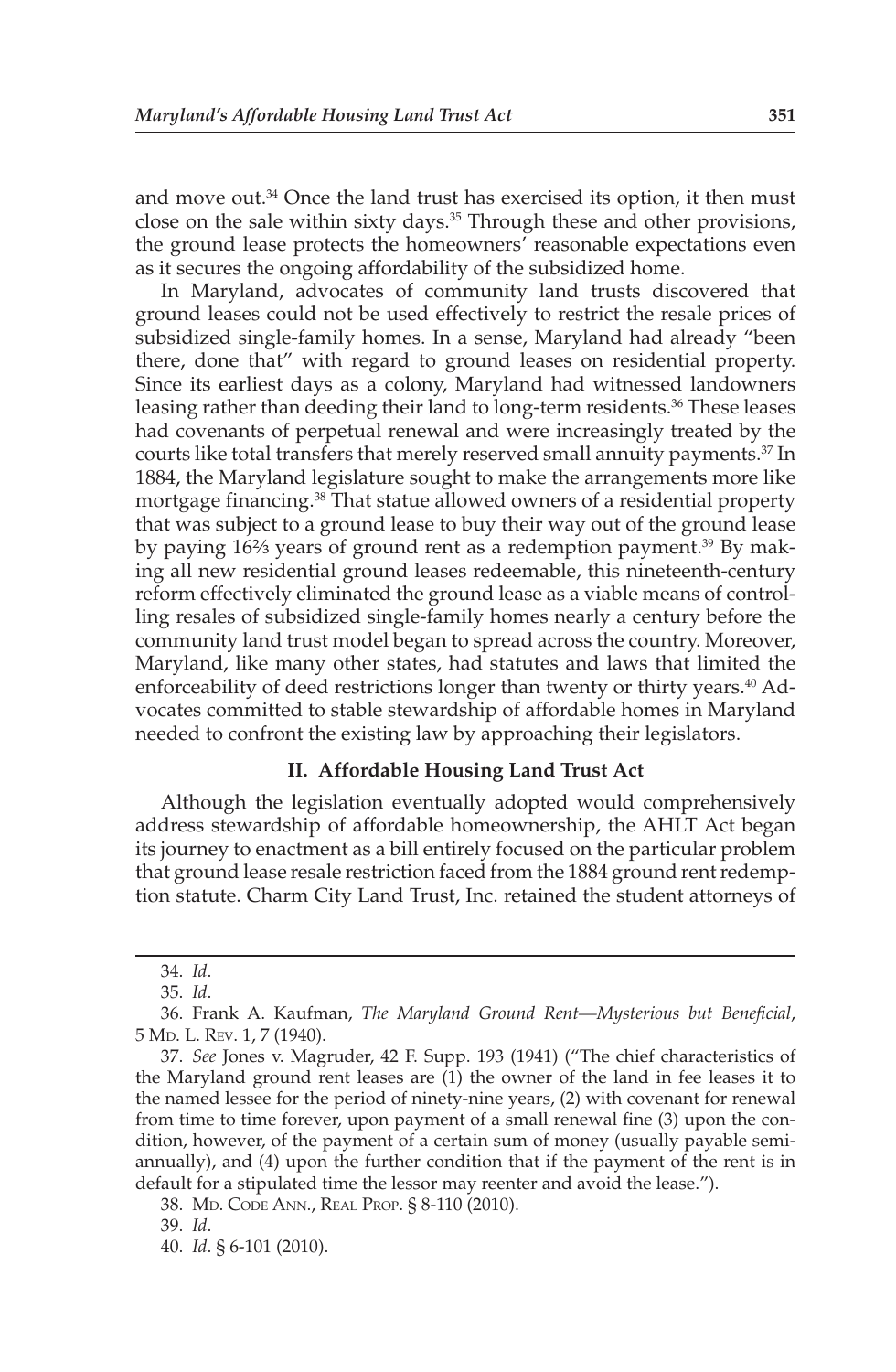and move out.[34] Once the land trust has exercised its option, it then must close on the sale within sixty days.[35] Through these and other provisions, the ground lease protects the homeowners' reasonable expectations even as it secures the ongoing affordability of the subsidized home.

In Maryland, advocates of community land trusts discovered that ground leases could not be used effectively to restrict the resale prices of subsidized single-family homes. In a sense, Maryland had already "been there, done that" with regard to ground leases on residential property. Since its earliest days as a colony, Maryland had witnessed landowners leasing rather than deeding their land to long-term residents.[36] These leases had covenants of perpetual renewal and were increasingly treated by the courts like total transfers that merely reserved small annuity payments.[37] In 1884, the Maryland legislature sought to make the arrangements more like mortgage financing.[38] That statue allowed owners of a residential property that was subject to a ground lease to buy their way out of the ground lease by paying 16⅔ years of ground rent as a redemption payment.[39] By making all new residential ground leases redeemable, this nineteenth-century reform effectively eliminated the ground lease as a viable means of controlling resales of subsidized single-family homes nearly a century before the community land trust model began to spread across the country. Moreover, Maryland, like many other states, had statutes and laws that limited the enforceability of deed restrictions longer than twenty or thirty years.[40] Advocates committed to stable stewardship of affordable homes in Maryland needed to confront the existing law by approaching their legislators.

## II. Affordable Housing Land Trust Act

Although the legislation eventually adopted would comprehensively address stewardship of affordable homeownership, the AHLT Act began its journey to enactment as a bill entirely focused on the particular problem that ground lease resale restriction faced from the 1884 ground rent redemption statute. Charm City Land Trust, Inc. retained the student attorneys of

---

34. *Id*.

35. *Id*.

36. Frank A. Kaufman, *The Maryland Ground Rent—Mysterious but Beneficial*, 5 Md. L. Rev. 1, 7 (1940).

37. *See* Jones v. Magruder, 42 F. Supp. 193 (1941) ("The chief characteristics of the Maryland ground rent leases are (1) the owner of the land in fee leases it to the named lessee for the period of ninety-nine years, (2) with covenant for renewal from time to time forever, upon payment of a small renewal fine (3) upon the condition, however, of the payment of a certain sum of money (usually payable semi-annually), and (4) upon the further condition that if the payment of the rent is in default for a stipulated time the lessor may reenter and avoid the lease.").

38. Md. Code Ann., Real Prop. § 8-110 (2010).

39. *Id*.

40. *Id*. § 6-101 (2010).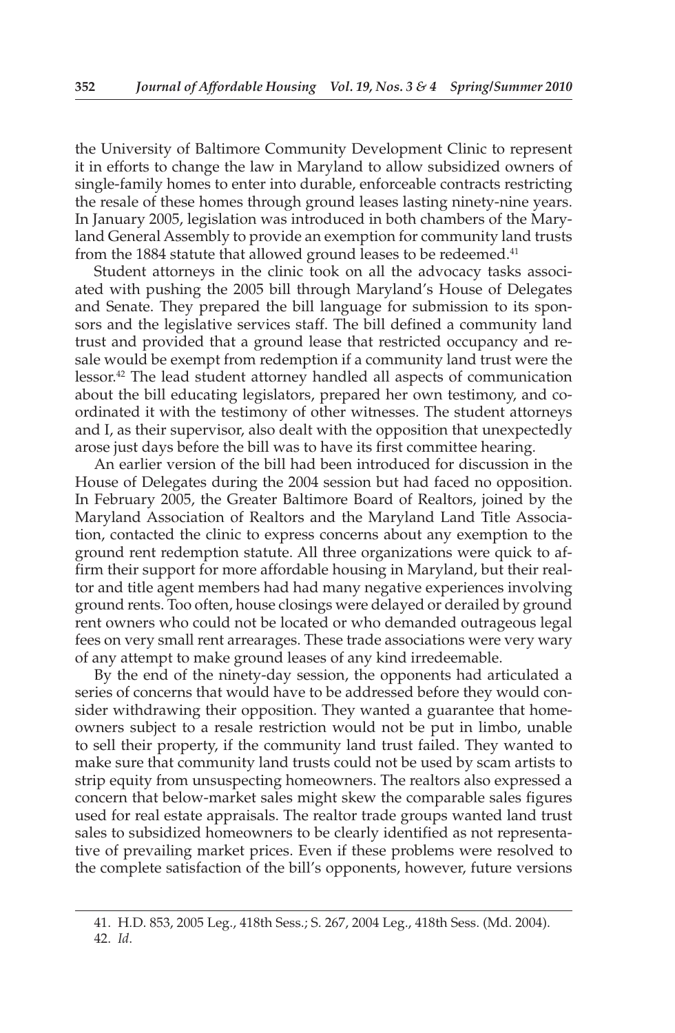the University of Baltimore Community Development Clinic to represent it in efforts to change the law in Maryland to allow subsidized owners of single-family homes to enter into durable, enforceable contracts restricting the resale of these homes through ground leases lasting ninety-nine years. In January 2005, legislation was introduced in both chambers of the Maryland General Assembly to provide an exemption for community land trusts from the 1884 statute that allowed ground leases to be redeemed.[41]

Student attorneys in the clinic took on all the advocacy tasks associated with pushing the 2005 bill through Maryland's House of Delegates and Senate. They prepared the bill language for submission to its sponsors and the legislative services staff. The bill defined a community land trust and provided that a ground lease that restricted occupancy and resale would be exempt from redemption if a community land trust were the lessor.[42] The lead student attorney handled all aspects of communication about the bill educating legislators, prepared her own testimony, and coordinated it with the testimony of other witnesses. The student attorneys and I, as their supervisor, also dealt with the opposition that unexpectedly arose just days before the bill was to have its first committee hearing.

An earlier version of the bill had been introduced for discussion in the House of Delegates during the 2004 session but had faced no opposition. In February 2005, the Greater Baltimore Board of Realtors, joined by the Maryland Association of Realtors and the Maryland Land Title Association, contacted the clinic to express concerns about any exemption to the ground rent redemption statute. All three organizations were quick to affirm their support for more affordable housing in Maryland, but their realtor and title agent members had had many negative experiences involving ground rents. Too often, house closings were delayed or derailed by ground rent owners who could not be located or who demanded outrageous legal fees on very small rent arrearages. These trade associations were very wary of any attempt to make ground leases of any kind irredeemable.

By the end of the ninety-day session, the opponents had articulated a series of concerns that would have to be addressed before they would consider withdrawing their opposition. They wanted a guarantee that homeowners subject to a resale restriction would not be put in limbo, unable to sell their property, if the community land trust failed. They wanted to make sure that community land trusts could not be used by scam artists to strip equity from unsuspecting homeowners. The realtors also expressed a concern that below-market sales might skew the comparable sales figures used for real estate appraisals. The realtor trade groups wanted land trust sales to subsidized homeowners to be clearly identified as not representative of prevailing market prices. Even if these problems were resolved to the complete satisfaction of the bill's opponents, however, future versions

---

41. H.D. 853, 2005 Leg., 418th Sess.; S. 267, 2004 Leg., 418th Sess. (Md. 2004).

42. *Id*.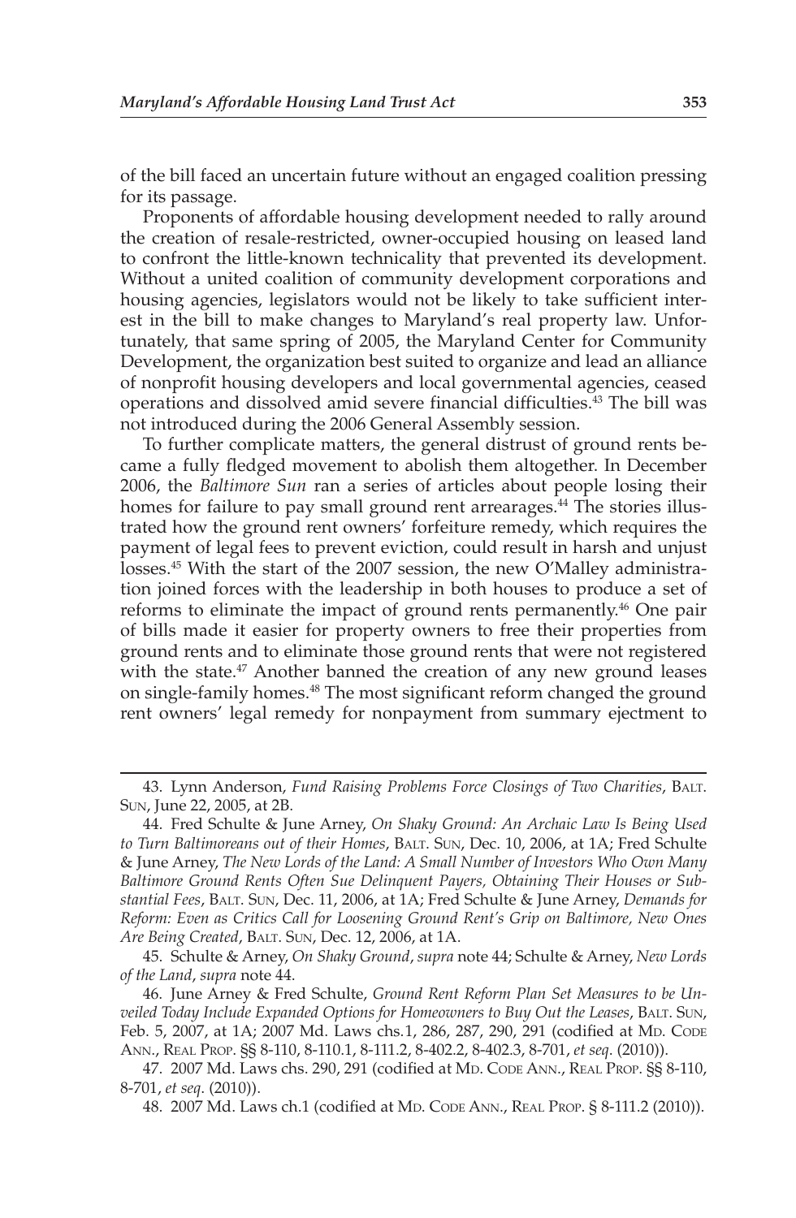of the bill faced an uncertain future without an engaged coalition pressing for its passage.

Proponents of affordable housing development needed to rally around the creation of resale-restricted, owner-occupied housing on leased land to confront the little-known technicality that prevented its development. Without a united coalition of community development corporations and housing agencies, legislators would not be likely to take sufficient interest in the bill to make changes to Maryland's real property law. Unfortunately, that same spring of 2005, the Maryland Center for Community Development, the organization best suited to organize and lead an alliance of nonprofit housing developers and local governmental agencies, ceased operations and dissolved amid severe financial difficulties.[43] The bill was not introduced during the 2006 General Assembly session.

To further complicate matters, the general distrust of ground rents became a fully fledged movement to abolish them altogether. In December 2006, the *Baltimore Sun* ran a series of articles about people losing their homes for failure to pay small ground rent arrearages.[44] The stories illustrated how the ground rent owners' forfeiture remedy, which requires the payment of legal fees to prevent eviction, could result in harsh and unjust losses.[45] With the start of the 2007 session, the new O'Malley administration joined forces with the leadership in both houses to produce a set of reforms to eliminate the impact of ground rents permanently.[46] One pair of bills made it easier for property owners to free their properties from ground rents and to eliminate those ground rents that were not registered with the state.[47] Another banned the creation of any new ground leases on single-family homes.[48] The most significant reform changed the ground rent owners' legal remedy for nonpayment from summary ejectment to

---

43. Lynn Anderson, *Fund Raising Problems Force Closings of Two Charities*, BALT. SUN, June 22, 2005, at 2B.

44. Fred Schulte & June Arney, *On Shaky Ground: An Archaic Law Is Being Used to Turn Baltimoreans out of their Homes*, BALT. SUN, Dec. 10, 2006, at 1A; Fred Schulte & June Arney, *The New Lords of the Land: A Small Number of Investors Who Own Many Baltimore Ground Rents Often Sue Delinquent Payers, Obtaining Their Houses or Substantial Fees*, BALT. SUN, Dec. 11, 2006, at 1A; Fred Schulte & June Arney, *Demands for Reform: Even as Critics Call for Loosening Ground Rent's Grip on Baltimore, New Ones Are Being Created*, BALT. SUN, Dec. 12, 2006, at 1A.

45. Schulte & Arney, *On Shaky Ground*, *supra* note 44; Schulte & Arney, *New Lords of the Land*, *supra* note 44.

46. June Arney & Fred Schulte, *Ground Rent Reform Plan Set Measures to be Unveiled Today Include Expanded Options for Homeowners to Buy Out the Leases*, BALT. SUN, Feb. 5, 2007, at 1A; 2007 Md. Laws chs.1, 286, 287, 290, 291 (codified at MD. CODE ANN., REAL PROP. §§ 8-110, 8-110.1, 8-111.2, 8-402.2, 8-402.3, 8-701, *et seq*. (2010)).

47. 2007 Md. Laws chs. 290, 291 (codified at MD. CODE ANN., REAL PROP. §§ 8-110, 8-701, *et seq*. (2010)).

48. 2007 Md. Laws ch.1 (codified at MD. CODE ANN., REAL PROP. § 8-111.2 (2010)).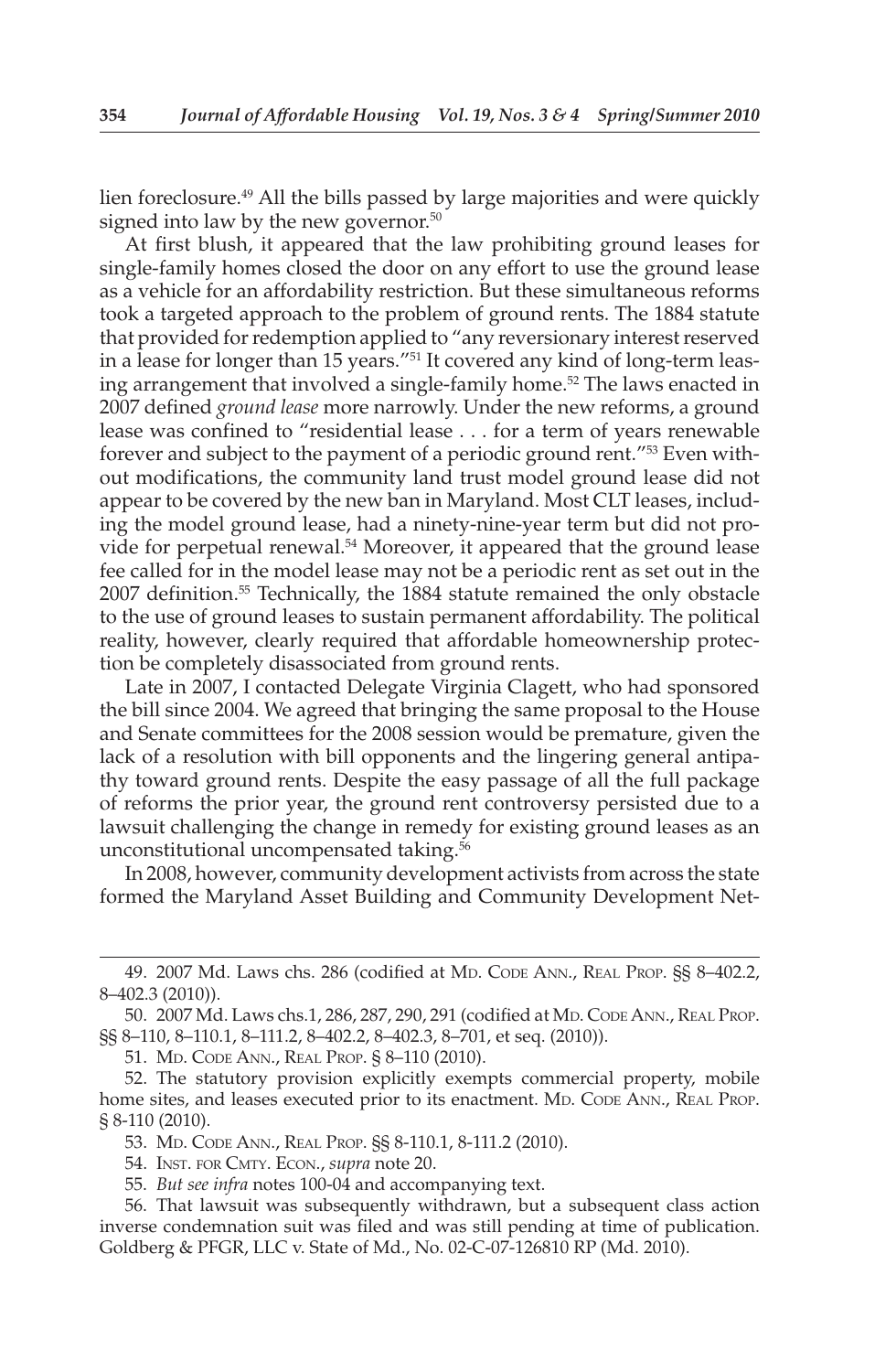lien foreclosure.[49] All the bills passed by large majorities and were quickly signed into law by the new governor.[50]

At first blush, it appeared that the law prohibiting ground leases for single-family homes closed the door on any effort to use the ground lease as a vehicle for an affordability restriction. But these simultaneous reforms took a targeted approach to the problem of ground rents. The 1884 statute that provided for redemption applied to "any reversionary interest reserved in a lease for longer than 15 years."[51] It covered any kind of long-term leasing arrangement that involved a single-family home.[52] The laws enacted in 2007 defined *ground lease* more narrowly. Under the new reforms, a ground lease was confined to "residential lease . . . for a term of years renewable forever and subject to the payment of a periodic ground rent."[53] Even without modifications, the community land trust model ground lease did not appear to be covered by the new ban in Maryland. Most CLT leases, including the model ground lease, had a ninety-nine-year term but did not provide for perpetual renewal.[54] Moreover, it appeared that the ground lease fee called for in the model lease may not be a periodic rent as set out in the 2007 definition.[55] Technically, the 1884 statute remained the only obstacle to the use of ground leases to sustain permanent affordability. The political reality, however, clearly required that affordable homeownership protection be completely disassociated from ground rents.

Late in 2007, I contacted Delegate Virginia Clagett, who had sponsored the bill since 2004. We agreed that bringing the same proposal to the House and Senate committees for the 2008 session would be premature, given the lack of a resolution with bill opponents and the lingering general antipathy toward ground rents. Despite the easy passage of all the full package of reforms the prior year, the ground rent controversy persisted due to a lawsuit challenging the change in remedy for existing ground leases as an unconstitutional uncompensated taking.[56]

In 2008, however, community development activists from across the state formed the Maryland Asset Building and Community Development Net-

---

49. 2007 Md. Laws chs. 286 (codified at Md. Code Ann., Real Prop. §§ 8–402.2, 8–402.3 (2010)).

50. 2007 Md. Laws chs.1, 286, 287, 290, 291 (codified at Md. Code Ann., Real Prop. §§ 8–110, 8–110.1, 8–111.2, 8–402.2, 8–402.3, 8–701, et seq. (2010)).

51. Md. Code Ann., Real Prop. § 8–110 (2010).

52. The statutory provision explicitly exempts commercial property, mobile home sites, and leases executed prior to its enactment. Md. Code Ann., Real Prop. § 8-110 (2010).

53. Md. Code Ann., Real Prop. §§ 8-110.1, 8-111.2 (2010).

54. Inst. for Cmty. Econ., *supra* note 20.

55. *But see infra* notes 100-04 and accompanying text.

56. That lawsuit was subsequently withdrawn, but a subsequent class action inverse condemnation suit was filed and was still pending at time of publication. Goldberg & PFGR, LLC v. State of Md., No. 02-C-07-126810 RP (Md. 2010).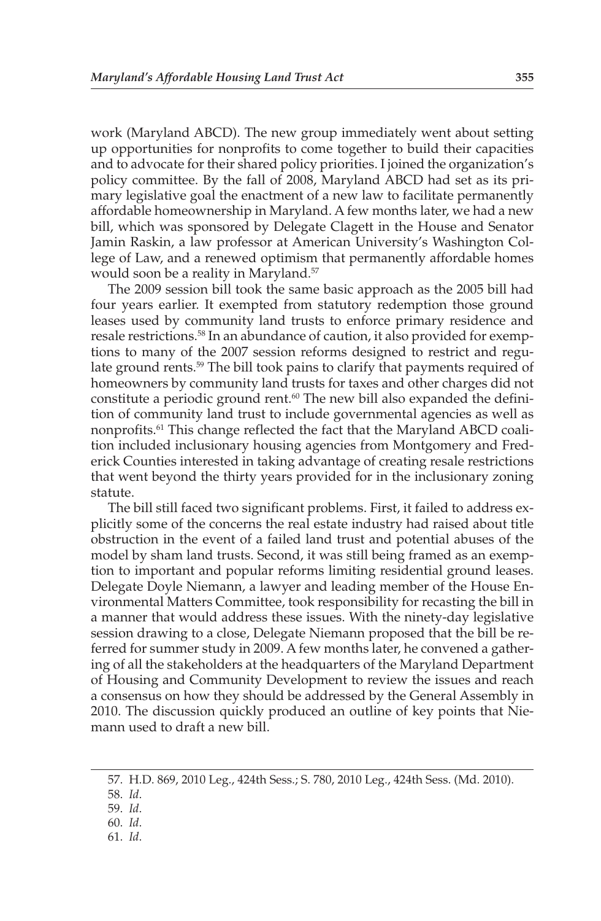work (Maryland ABCD). The new group immediately went about setting up opportunities for nonprofits to come together to build their capacities and to advocate for their shared policy priorities. I joined the organization's policy committee. By the fall of 2008, Maryland ABCD had set as its primary legislative goal the enactment of a new law to facilitate permanently affordable homeownership in Maryland. A few months later, we had a new bill, which was sponsored by Delegate Clagett in the House and Senator Jamin Raskin, a law professor at American University's Washington College of Law, and a renewed optimism that permanently affordable homes would soon be a reality in Maryland.[57]

The 2009 session bill took the same basic approach as the 2005 bill had four years earlier. It exempted from statutory redemption those ground leases used by community land trusts to enforce primary residence and resale restrictions.[58] In an abundance of caution, it also provided for exemptions to many of the 2007 session reforms designed to restrict and regulate ground rents.[59] The bill took pains to clarify that payments required of homeowners by community land trusts for taxes and other charges did not constitute a periodic ground rent.[60] The new bill also expanded the definition of community land trust to include governmental agencies as well as nonprofits.[61] This change reflected the fact that the Maryland ABCD coalition included inclusionary housing agencies from Montgomery and Frederick Counties interested in taking advantage of creating resale restrictions that went beyond the thirty years provided for in the inclusionary zoning statute.

The bill still faced two significant problems. First, it failed to address explicitly some of the concerns the real estate industry had raised about title obstruction in the event of a failed land trust and potential abuses of the model by sham land trusts. Second, it was still being framed as an exemption to important and popular reforms limiting residential ground leases. Delegate Doyle Niemann, a lawyer and leading member of the House Environmental Matters Committee, took responsibility for recasting the bill in a manner that would address these issues. With the ninety-day legislative session drawing to a close, Delegate Niemann proposed that the bill be referred for summer study in 2009. A few months later, he convened a gathering of all the stakeholders at the headquarters of the Maryland Department of Housing and Community Development to review the issues and reach a consensus on how they should be addressed by the General Assembly in 2010. The discussion quickly produced an outline of key points that Niemann used to draft a new bill.

---

57. H.D. 869, 2010 Leg., 424th Sess.; S. 780, 2010 Leg., 424th Sess. (Md. 2010).

58. *Id*.

59. *Id*.

60. *Id*.

61. *Id*.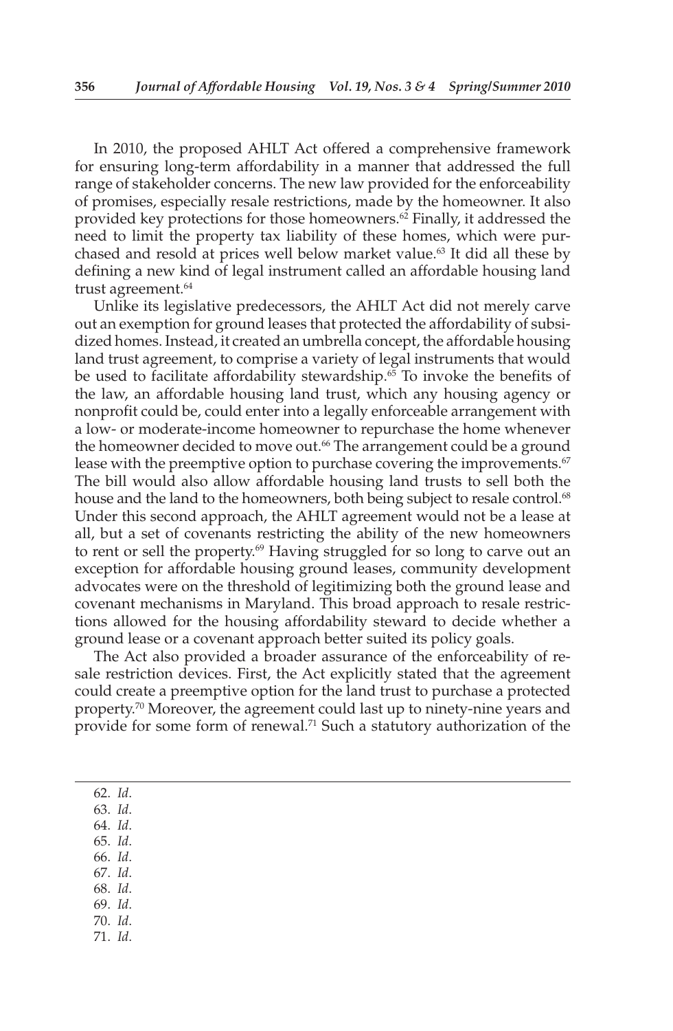In 2010, the proposed AHLT Act offered a comprehensive framework for ensuring long-term affordability in a manner that addressed the full range of stakeholder concerns. The new law provided for the enforceability of promises, especially resale restrictions, made by the homeowner. It also provided key protections for those homeowners.[62] Finally, it addressed the need to limit the property tax liability of these homes, which were purchased and resold at prices well below market value.[63] It did all these by defining a new kind of legal instrument called an affordable housing land trust agreement.[64]

Unlike its legislative predecessors, the AHLT Act did not merely carve out an exemption for ground leases that protected the affordability of subsidized homes. Instead, it created an umbrella concept, the affordable housing land trust agreement, to comprise a variety of legal instruments that would be used to facilitate affordability stewardship.[65] To invoke the benefits of the law, an affordable housing land trust, which any housing agency or nonprofit could be, could enter into a legally enforceable arrangement with a low- or moderate-income homeowner to repurchase the home whenever the homeowner decided to move out.[66] The arrangement could be a ground lease with the preemptive option to purchase covering the improvements.[67] The bill would also allow affordable housing land trusts to sell both the house and the land to the homeowners, both being subject to resale control.[68] Under this second approach, the AHLT agreement would not be a lease at all, but a set of covenants restricting the ability of the new homeowners to rent or sell the property.[69] Having struggled for so long to carve out an exception for affordable housing ground leases, community development advocates were on the threshold of legitimizing both the ground lease and covenant mechanisms in Maryland. This broad approach to resale restrictions allowed for the housing affordability steward to decide whether a ground lease or a covenant approach better suited its policy goals.

The Act also provided a broader assurance of the enforceability of resale restriction devices. First, the Act explicitly stated that the agreement could create a preemptive option for the land trust to purchase a protected property.[70] Moreover, the agreement could last up to ninety-nine years and provide for some form of renewal.[71] Such a statutory authorization of the

62. *Id*.
63. *Id*.
64. *Id*.
65. *Id*.
66. *Id*.
67. *Id*.
68. *Id*.
69. *Id*.
70. *Id*.
71. *Id*.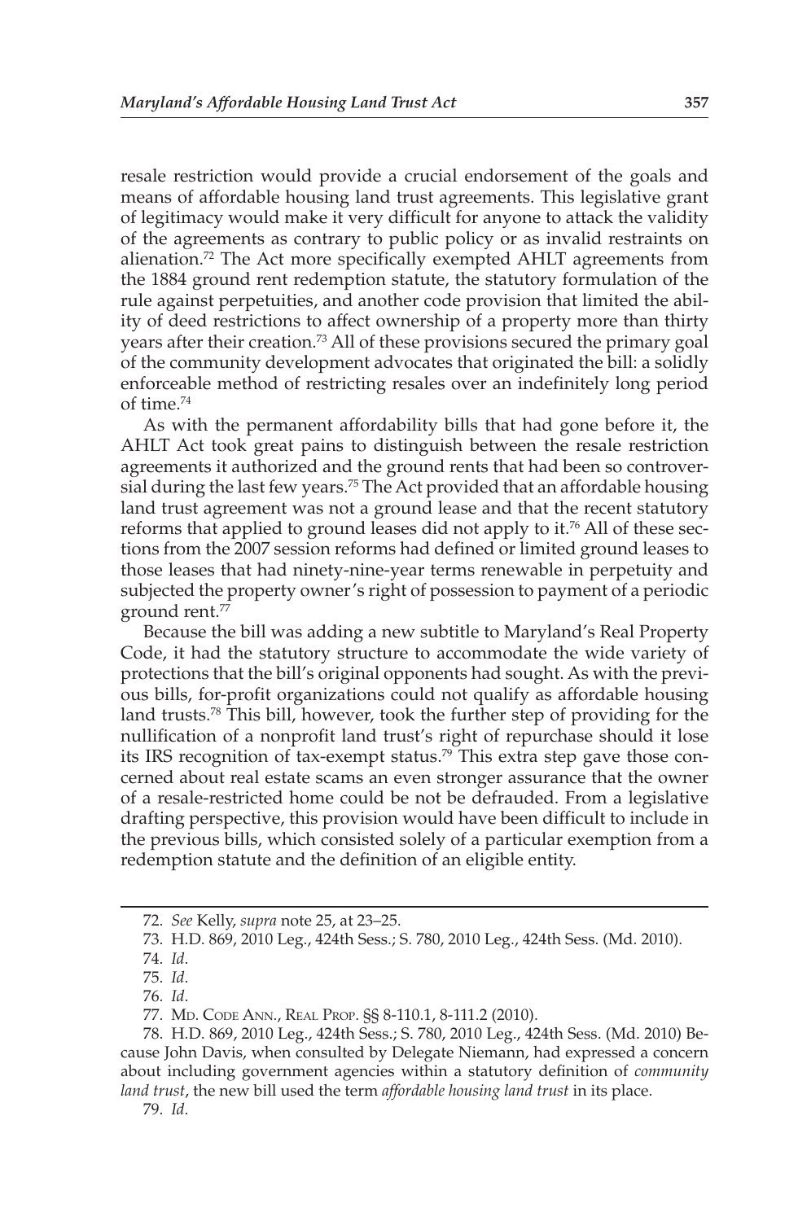resale restriction would provide a crucial endorsement of the goals and means of affordable housing land trust agreements. This legislative grant of legitimacy would make it very difficult for anyone to attack the validity of the agreements as contrary to public policy or as invalid restraints on alienation.[72] The Act more specifically exempted AHLT agreements from the 1884 ground rent redemption statute, the statutory formulation of the rule against perpetuities, and another code provision that limited the ability of deed restrictions to affect ownership of a property more than thirty years after their creation.[73] All of these provisions secured the primary goal of the community development advocates that originated the bill: a solidly enforceable method of restricting resales over an indefinitely long period of time.[74]

As with the permanent affordability bills that had gone before it, the AHLT Act took great pains to distinguish between the resale restriction agreements it authorized and the ground rents that had been so controversial during the last few years.[75] The Act provided that an affordable housing land trust agreement was not a ground lease and that the recent statutory reforms that applied to ground leases did not apply to it.[76] All of these sections from the 2007 session reforms had defined or limited ground leases to those leases that had ninety-nine-year terms renewable in perpetuity and subjected the property owner's right of possession to payment of a periodic ground rent.[77]

Because the bill was adding a new subtitle to Maryland's Real Property Code, it had the statutory structure to accommodate the wide variety of protections that the bill's original opponents had sought. As with the previous bills, for-profit organizations could not qualify as affordable housing land trusts.[78] This bill, however, took the further step of providing for the nullification of a nonprofit land trust's right of repurchase should it lose its IRS recognition of tax-exempt status.[79] This extra step gave those concerned about real estate scams an even stronger assurance that the owner of a resale-restricted home could be not be defrauded. From a legislative drafting perspective, this provision would have been difficult to include in the previous bills, which consisted solely of a particular exemption from a redemption statute and the definition of an eligible entity.

---

72. *See* Kelly, *supra* note 25, at 23–25.

73. H.D. 869, 2010 Leg., 424th Sess.; S. 780, 2010 Leg., 424th Sess. (Md. 2010).

74. *Id*.

75. *Id*.

76. *Id*.

77. Md. Code Ann., Real Prop. §§ 8-110.1, 8-111.2 (2010).

78. H.D. 869, 2010 Leg., 424th Sess.; S. 780, 2010 Leg., 424th Sess. (Md. 2010) Because John Davis, when consulted by Delegate Niemann, had expressed a concern about including government agencies within a statutory definition of *community land trust*, the new bill used the term *affordable housing land trust* in its place.

79. *Id*.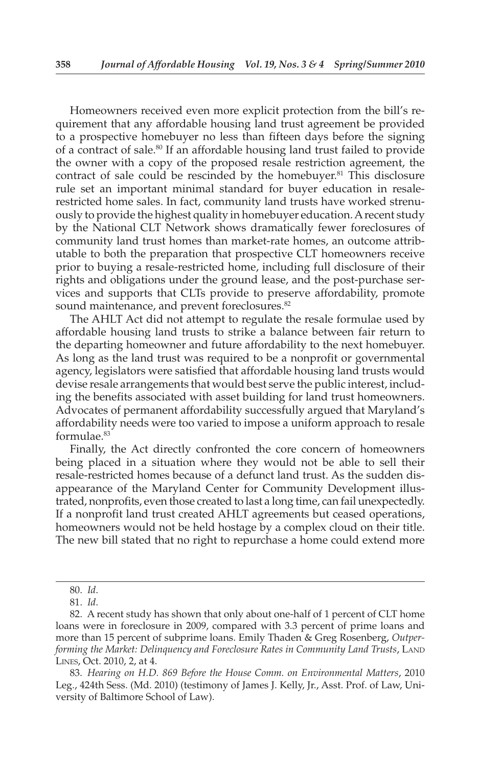Homeowners received even more explicit protection from the bill's requirement that any affordable housing land trust agreement be provided to a prospective homebuyer no less than fifteen days before the signing of a contract of sale.[80] If an affordable housing land trust failed to provide the owner with a copy of the proposed resale restriction agreement, the contract of sale could be rescinded by the homebuyer.[81] This disclosure rule set an important minimal standard for buyer education in resale-restricted home sales. In fact, community land trusts have worked strenuously to provide the highest quality in homebuyer education. A recent study by the National CLT Network shows dramatically fewer foreclosures of community land trust homes than market-rate homes, an outcome attributable to both the preparation that prospective CLT homeowners receive prior to buying a resale-restricted home, including full disclosure of their rights and obligations under the ground lease, and the post-purchase services and supports that CLTs provide to preserve affordability, promote sound maintenance, and prevent foreclosures.[82]

The AHLT Act did not attempt to regulate the resale formulae used by affordable housing land trusts to strike a balance between fair return to the departing homeowner and future affordability to the next homebuyer. As long as the land trust was required to be a nonprofit or governmental agency, legislators were satisfied that affordable housing land trusts would devise resale arrangements that would best serve the public interest, including the benefits associated with asset building for land trust homeowners. Advocates of permanent affordability successfully argued that Maryland's affordability needs were too varied to impose a uniform approach to resale formulae.[83]

Finally, the Act directly confronted the core concern of homeowners being placed in a situation where they would not be able to sell their resale-restricted homes because of a defunct land trust. As the sudden disappearance of the Maryland Center for Community Development illustrated, nonprofits, even those created to last a long time, can fail unexpectedly. If a nonprofit land trust created AHLT agreements but ceased operations, homeowners would not be held hostage by a complex cloud on their title. The new bill stated that no right to repurchase a home could extend more

---

80. *Id*.

81. *Id*.

82. A recent study has shown that only about one-half of 1 percent of CLT home loans were in foreclosure in 2009, compared with 3.3 percent of prime loans and more than 15 percent of subprime loans. Emily Thaden & Greg Rosenberg, *Outperforming the Market: Delinquency and Foreclosure Rates in Community Land Trusts*, Land Lines, Oct. 2010, 2, at 4.

83. *Hearing on H.D. 869 Before the House Comm. on Environmental Matters*, 2010 Leg., 424th Sess. (Md. 2010) (testimony of James J. Kelly, Jr., Asst. Prof. of Law, University of Baltimore School of Law).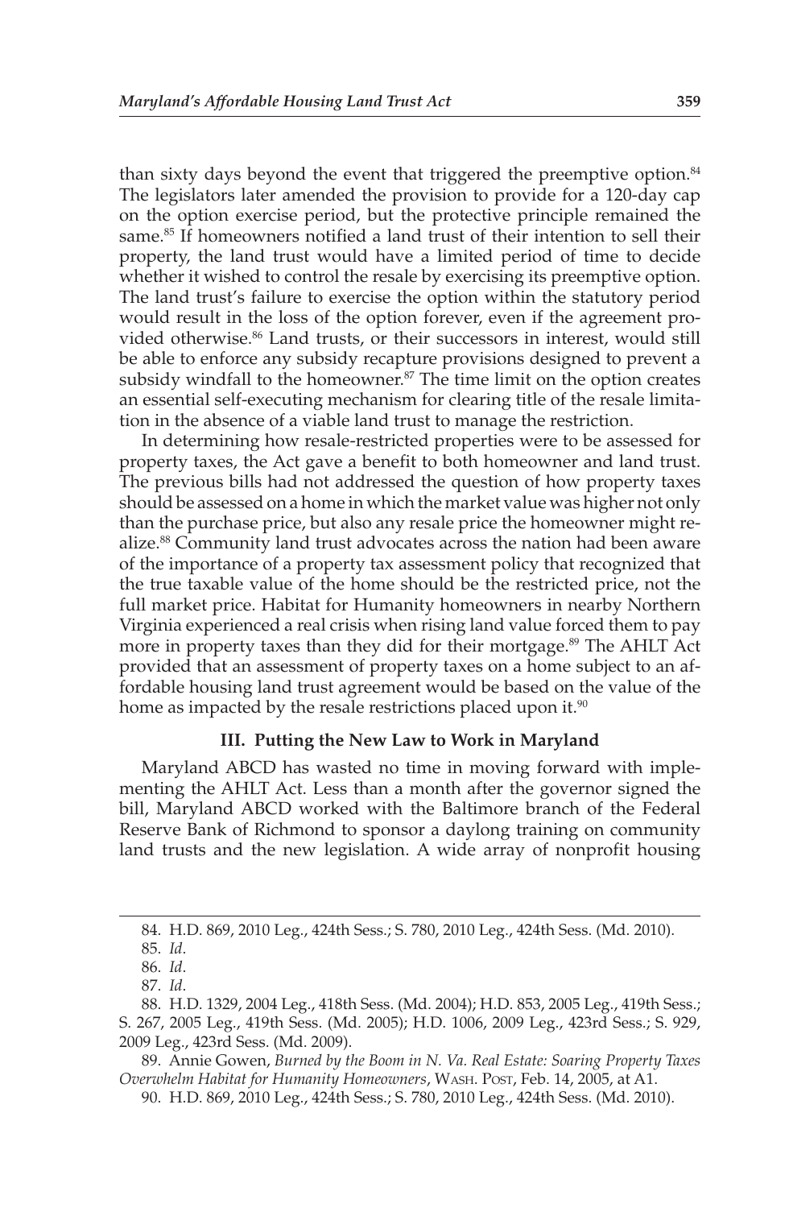than sixty days beyond the event that triggered the preemptive option.[84] The legislators later amended the provision to provide for a 120-day cap on the option exercise period, but the protective principle remained the same.[85] If homeowners notified a land trust of their intention to sell their property, the land trust would have a limited period of time to decide whether it wished to control the resale by exercising its preemptive option. The land trust's failure to exercise the option within the statutory period would result in the loss of the option forever, even if the agreement provided otherwise.[86] Land trusts, or their successors in interest, would still be able to enforce any subsidy recapture provisions designed to prevent a subsidy windfall to the homeowner.[87] The time limit on the option creates an essential self-executing mechanism for clearing title of the resale limitation in the absence of a viable land trust to manage the restriction.

In determining how resale-restricted properties were to be assessed for property taxes, the Act gave a benefit to both homeowner and land trust. The previous bills had not addressed the question of how property taxes should be assessed on a home in which the market value was higher not only than the purchase price, but also any resale price the homeowner might realize.[88] Community land trust advocates across the nation had been aware of the importance of a property tax assessment policy that recognized that the true taxable value of the home should be the restricted price, not the full market price. Habitat for Humanity homeowners in nearby Northern Virginia experienced a real crisis when rising land value forced them to pay more in property taxes than they did for their mortgage.[89] The AHLT Act provided that an assessment of property taxes on a home subject to an affordable housing land trust agreement would be based on the value of the home as impacted by the resale restrictions placed upon it.[90]

### III. Putting the New Law to Work in Maryland

Maryland ABCD has wasted no time in moving forward with implementing the AHLT Act. Less than a month after the governor signed the bill, Maryland ABCD worked with the Baltimore branch of the Federal Reserve Bank of Richmond to sponsor a daylong training on community land trusts and the new legislation. A wide array of nonprofit housing

---

84. H.D. 869, 2010 Leg., 424th Sess.; S. 780, 2010 Leg., 424th Sess. (Md. 2010).

85. *Id*.

86. *Id*.

87. *Id*.

88. H.D. 1329, 2004 Leg., 418th Sess. (Md. 2004); H.D. 853, 2005 Leg., 419th Sess.; S. 267, 2005 Leg., 419th Sess. (Md. 2005); H.D. 1006, 2009 Leg., 423rd Sess.; S. 929, 2009 Leg., 423rd Sess. (Md. 2009).

89. Annie Gowen, *Burned by the Boom in N. Va. Real Estate: Soaring Property Taxes Overwhelm Habitat for Humanity Homeowners*, Wash. Post, Feb. 14, 2005, at A1.

90. H.D. 869, 2010 Leg., 424th Sess.; S. 780, 2010 Leg., 424th Sess. (Md. 2010).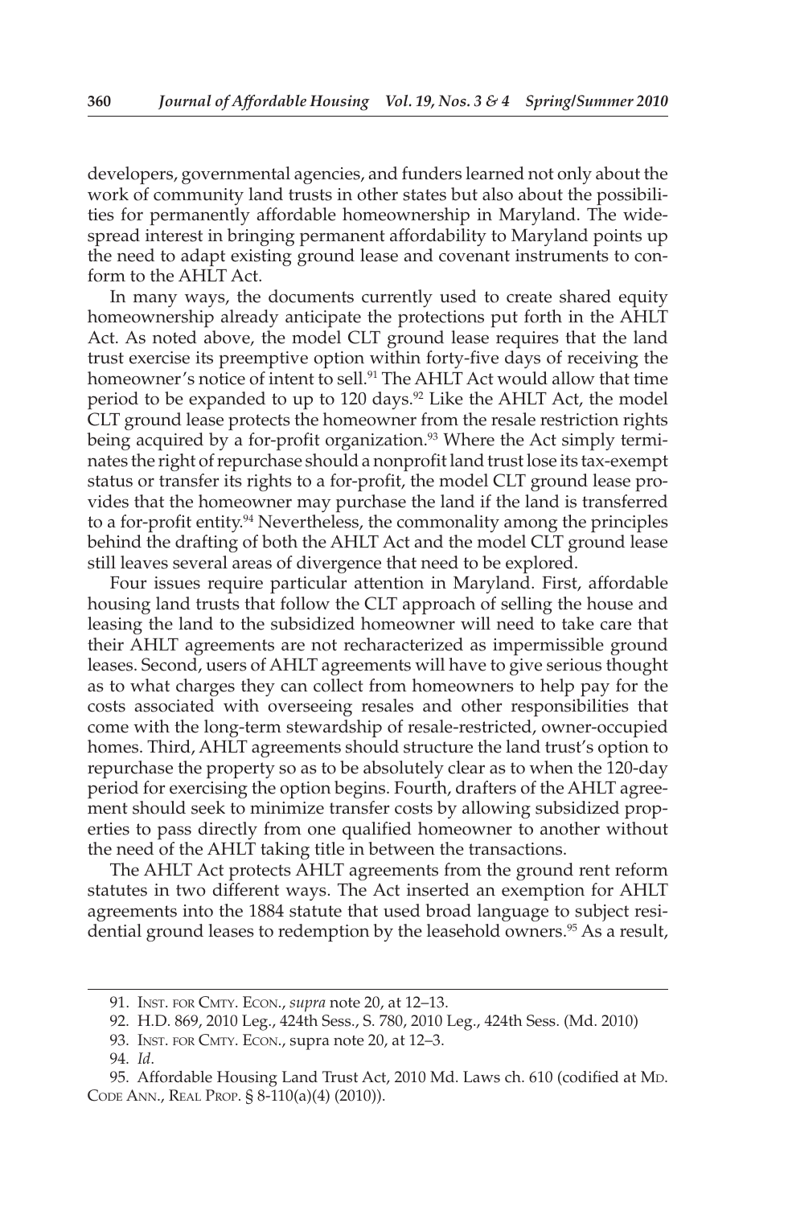developers, governmental agencies, and funders learned not only about the work of community land trusts in other states but also about the possibilities for permanently affordable homeownership in Maryland. The widespread interest in bringing permanent affordability to Maryland points up the need to adapt existing ground lease and covenant instruments to conform to the AHLT Act.

In many ways, the documents currently used to create shared equity homeownership already anticipate the protections put forth in the AHLT Act. As noted above, the model CLT ground lease requires that the land trust exercise its preemptive option within forty-five days of receiving the homeowner's notice of intent to sell.[91] The AHLT Act would allow that time period to be expanded to up to 120 days.[92] Like the AHLT Act, the model CLT ground lease protects the homeowner from the resale restriction rights being acquired by a for-profit organization.[93] Where the Act simply terminates the right of repurchase should a nonprofit land trust lose its tax-exempt status or transfer its rights to a for-profit, the model CLT ground lease provides that the homeowner may purchase the land if the land is transferred to a for-profit entity.[94] Nevertheless, the commonality among the principles behind the drafting of both the AHLT Act and the model CLT ground lease still leaves several areas of divergence that need to be explored.

Four issues require particular attention in Maryland. First, affordable housing land trusts that follow the CLT approach of selling the house and leasing the land to the subsidized homeowner will need to take care that their AHLT agreements are not recharacterized as impermissible ground leases. Second, users of AHLT agreements will have to give serious thought as to what charges they can collect from homeowners to help pay for the costs associated with overseeing resales and other responsibilities that come with the long-term stewardship of resale-restricted, owner-occupied homes. Third, AHLT agreements should structure the land trust's option to repurchase the property so as to be absolutely clear as to when the 120-day period for exercising the option begins. Fourth, drafters of the AHLT agreement should seek to minimize transfer costs by allowing subsidized properties to pass directly from one qualified homeowner to another without the need of the AHLT taking title in between the transactions.

The AHLT Act protects AHLT agreements from the ground rent reform statutes in two different ways. The Act inserted an exemption for AHLT agreements into the 1884 statute that used broad language to subject residential ground leases to redemption by the leasehold owners.[95] As a result,

---

91. Inst. for Cmty. Econ., *supra* note 20, at 12–13.

92. H.D. 869, 2010 Leg., 424th Sess., S. 780, 2010 Leg., 424th Sess. (Md. 2010)

93. Inst. for Cmty. Econ., supra note 20, at 12–3.

94. *Id.*

95. Affordable Housing Land Trust Act, 2010 Md. Laws ch. 610 (codified at Md. Code Ann., Real Prop. § 8-110(a)(4) (2010)).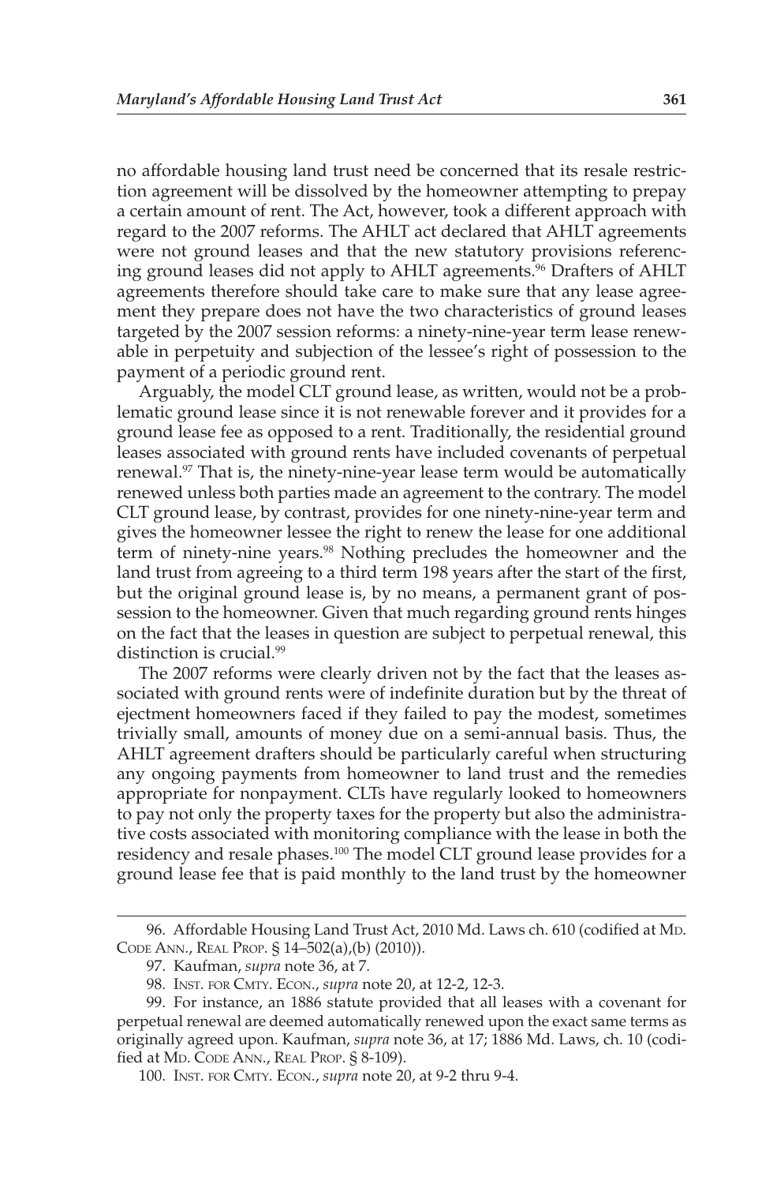no affordable housing land trust need be concerned that its resale restriction agreement will be dissolved by the homeowner attempting to prepay a certain amount of rent. The Act, however, took a different approach with regard to the 2007 reforms. The AHLT act declared that AHLT agreements were not ground leases and that the new statutory provisions referencing ground leases did not apply to AHLT agreements.[96] Drafters of AHLT agreements therefore should take care to make sure that any lease agreement they prepare does not have the two characteristics of ground leases targeted by the 2007 session reforms: a ninety-nine-year term lease renewable in perpetuity and subjection of the lessee's right of possession to the payment of a periodic ground rent.

Arguably, the model CLT ground lease, as written, would not be a problematic ground lease since it is not renewable forever and it provides for a ground lease fee as opposed to a rent. Traditionally, the residential ground leases associated with ground rents have included covenants of perpetual renewal.[97] That is, the ninety-nine-year lease term would be automatically renewed unless both parties made an agreement to the contrary. The model CLT ground lease, by contrast, provides for one ninety-nine-year term and gives the homeowner lessee the right to renew the lease for one additional term of ninety-nine years.[98] Nothing precludes the homeowner and the land trust from agreeing to a third term 198 years after the start of the first, but the original ground lease is, by no means, a permanent grant of possession to the homeowner. Given that much regarding ground rents hinges on the fact that the leases in question are subject to perpetual renewal, this distinction is crucial.[99]

The 2007 reforms were clearly driven not by the fact that the leases associated with ground rents were of indefinite duration but by the threat of ejectment homeowners faced if they failed to pay the modest, sometimes trivially small, amounts of money due on a semi-annual basis. Thus, the AHLT agreement drafters should be particularly careful when structuring any ongoing payments from homeowner to land trust and the remedies appropriate for nonpayment. CLTs have regularly looked to homeowners to pay not only the property taxes for the property but also the administrative costs associated with monitoring compliance with the lease in both the residency and resale phases.[100] The model CLT ground lease provides for a ground lease fee that is paid monthly to the land trust by the homeowner

96. Affordable Housing Land Trust Act, 2010 Md. Laws ch. 610 (codified at Md. Code Ann., Real Prop. § 14–502(a),(b) (2010)).

97. Kaufman, *supra* note 36, at 7.

98. Inst. for Cmty. Econ., *supra* note 20, at 12-2, 12-3.

99. For instance, an 1886 statute provided that all leases with a covenant for perpetual renewal are deemed automatically renewed upon the exact same terms as originally agreed upon. Kaufman, *supra* note 36, at 17; 1886 Md. Laws, ch. 10 (codified at Md. Code Ann., Real Prop. § 8-109).

100. Inst. for Cmty. Econ., *supra* note 20, at 9-2 thru 9-4.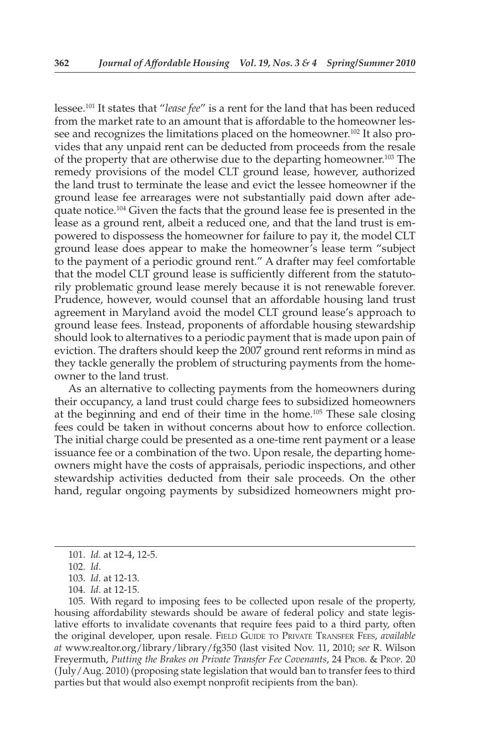lessee.[101] It states that "*lease fee*" is a rent for the land that has been reduced from the market rate to an amount that is affordable to the homeowner lessee and recognizes the limitations placed on the homeowner.[102] It also provides that any unpaid rent can be deducted from proceeds from the resale of the property that are otherwise due to the departing homeowner.[103] The remedy provisions of the model CLT ground lease, however, authorized the land trust to terminate the lease and evict the lessee homeowner if the ground lease fee arrearages were not substantially paid down after adequate notice.[104] Given the facts that the ground lease fee is presented in the lease as a ground rent, albeit a reduced one, and that the land trust is empowered to dispossess the homeowner for failure to pay it, the model CLT ground lease does appear to make the homeowner's lease term "subject to the payment of a periodic ground rent." A drafter may feel comfortable that the model CLT ground lease is sufficiently different from the statutorily problematic ground lease merely because it is not renewable forever. Prudence, however, would counsel that an affordable housing land trust agreement in Maryland avoid the model CLT ground lease's approach to ground lease fees. Instead, proponents of affordable housing stewardship should look to alternatives to a periodic payment that is made upon pain of eviction. The drafters should keep the 2007 ground rent reforms in mind as they tackle generally the problem of structuring payments from the homeowner to the land trust.

As an alternative to collecting payments from the homeowners during their occupancy, a land trust could charge fees to subsidized homeowners at the beginning and end of their time in the home.[105] These sale closing fees could be taken in without concerns about how to enforce collection. The initial charge could be presented as a one-time rent payment or a lease issuance fee or a combination of the two. Upon resale, the departing homeowners might have the costs of appraisals, periodic inspections, and other stewardship activities deducted from their sale proceeds. On the other hand, regular ongoing payments by subsidized homeowners might pro-

---

101. *Id*. at 12-4, 12-5.

102. *Id*.

103. *Id*. at 12-13.

104. *Id*. at 12-15.

105. With regard to imposing fees to be collected upon resale of the property, housing affordability stewards should be aware of federal policy and state legislative efforts to invalidate covenants that require fees paid to a third party, often the original developer, upon resale. Field Guide to Private Transfer Fees, *available at* www.realtor.org/library/library/fg350 (last visited Nov. 11, 2010; *see* R. Wilson Freyermuth, *Putting the Brakes on Private Transfer Fee Covenants*, 24 Prob. & Prop. 20 (July/Aug. 2010) (proposing state legislation that would ban to transfer fees to third parties but that would also exempt nonprofit recipients from the ban).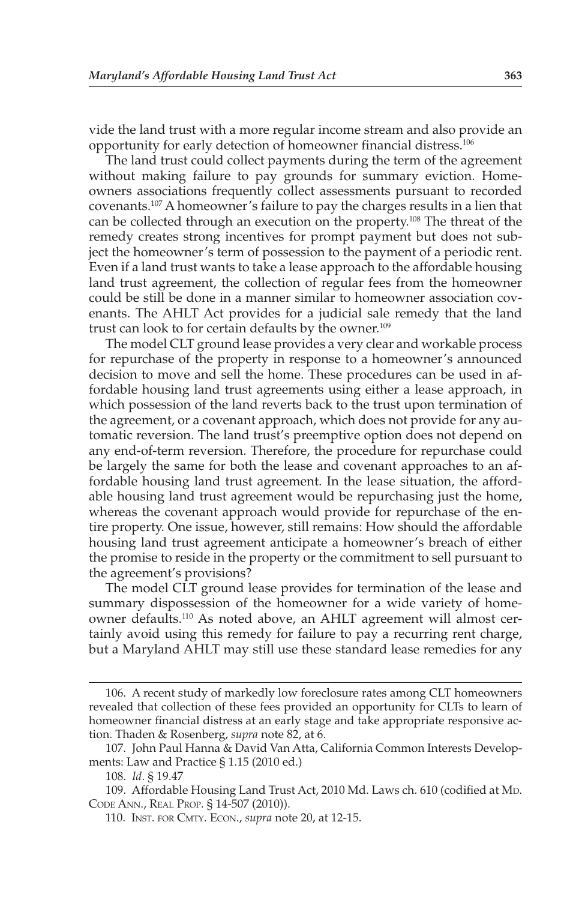vide the land trust with a more regular income stream and also provide an opportunity for early detection of homeowner financial distress.[106]

The land trust could collect payments during the term of the agreement without making failure to pay grounds for summary eviction. Homeowners associations frequently collect assessments pursuant to recorded covenants.[107] A homeowner's failure to pay the charges results in a lien that can be collected through an execution on the property.[108] The threat of the remedy creates strong incentives for prompt payment but does not subject the homeowner's term of possession to the payment of a periodic rent. Even if a land trust wants to take a lease approach to the affordable housing land trust agreement, the collection of regular fees from the homeowner could be still be done in a manner similar to homeowner association covenants. The AHLT Act provides for a judicial sale remedy that the land trust can look to for certain defaults by the owner.[109]

The model CLT ground lease provides a very clear and workable process for repurchase of the property in response to a homeowner's announced decision to move and sell the home. These procedures can be used in affordable housing land trust agreements using either a lease approach, in which possession of the land reverts back to the trust upon termination of the agreement, or a covenant approach, which does not provide for any automatic reversion. The land trust's preemptive option does not depend on any end-of-term reversion. Therefore, the procedure for repurchase could be largely the same for both the lease and covenant approaches to an affordable housing land trust agreement. In the lease situation, the affordable housing land trust agreement would be repurchasing just the home, whereas the covenant approach would provide for repurchase of the entire property. One issue, however, still remains: How should the affordable housing land trust agreement anticipate a homeowner's breach of either the promise to reside in the property or the commitment to sell pursuant to the agreement's provisions?

The model CLT ground lease provides for termination of the lease and summary dispossession of the homeowner for a wide variety of homeowner defaults.[110] As noted above, an AHLT agreement will almost certainly avoid using this remedy for failure to pay a recurring rent charge, but a Maryland AHLT may still use these standard lease remedies for any

---

106. A recent study of markedly low foreclosure rates among CLT homeowners revealed that collection of these fees provided an opportunity for CLTs to learn of homeowner financial distress at an early stage and take appropriate responsive action. Thaden & Rosenberg, *supra* note 82, at 6.

107. John Paul Hanna & David Van Atta, California Common Interests Developments: Law and Practice § 1.15 (2010 ed.)

108. *Id*. § 19.47

109. Affordable Housing Land Trust Act, 2010 Md. Laws ch. 610 (codified at Md. Code Ann., Real Prop. § 14-507 (2010)).

110. Inst. for Cmty. Econ., *supra* note 20, at 12-15.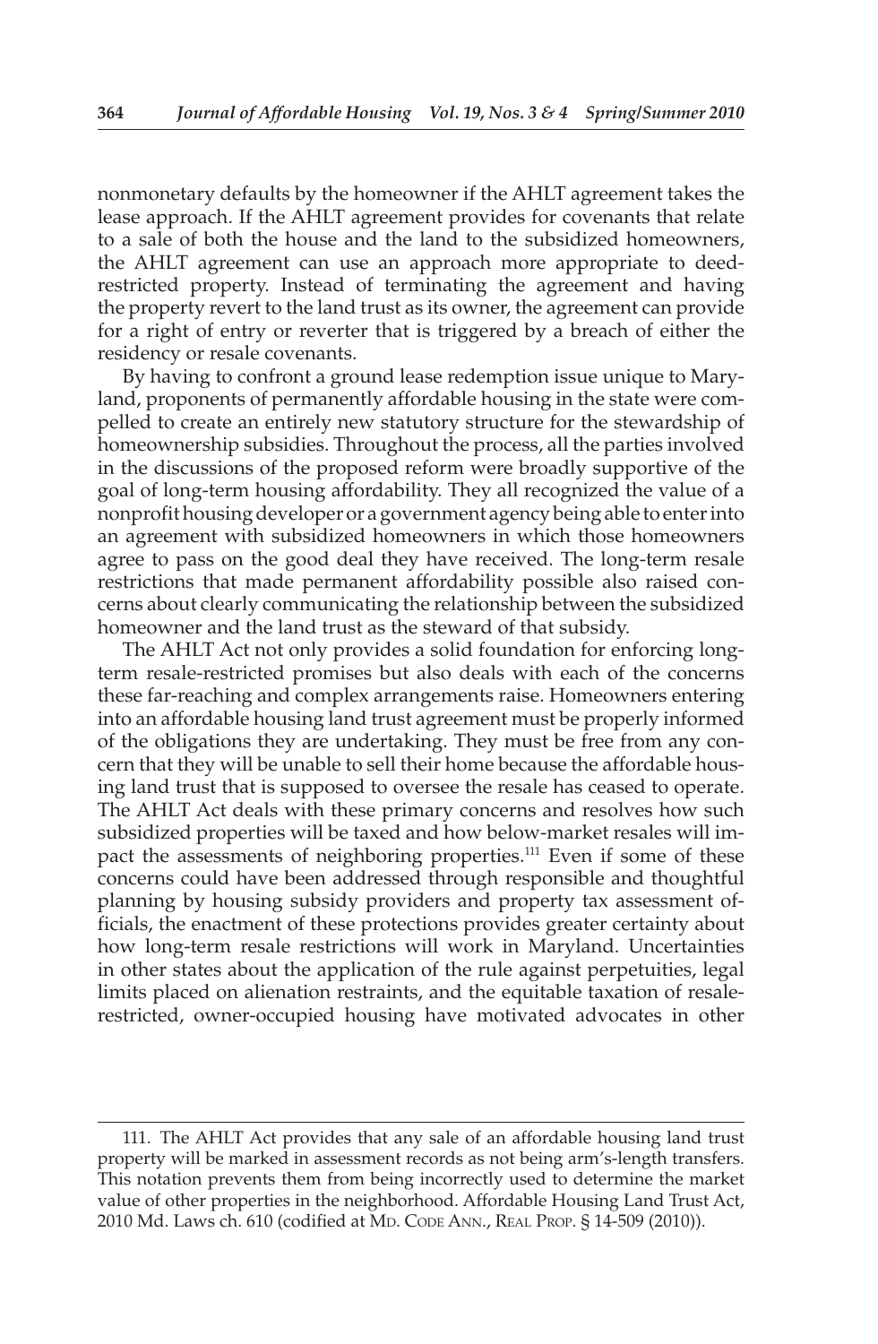nonmonetary defaults by the homeowner if the AHLT agreement takes the lease approach. If the AHLT agreement provides for covenants that relate to a sale of both the house and the land to the subsidized homeowners, the AHLT agreement can use an approach more appropriate to deed-restricted property. Instead of terminating the agreement and having the property revert to the land trust as its owner, the agreement can provide for a right of entry or reverter that is triggered by a breach of either the residency or resale covenants.

By having to confront a ground lease redemption issue unique to Maryland, proponents of permanently affordable housing in the state were compelled to create an entirely new statutory structure for the stewardship of homeownership subsidies. Throughout the process, all the parties involved in the discussions of the proposed reform were broadly supportive of the goal of long-term housing affordability. They all recognized the value of a nonprofit housing developer or a government agency being able to enter into an agreement with subsidized homeowners in which those homeowners agree to pass on the good deal they have received. The long-term resale restrictions that made permanent affordability possible also raised concerns about clearly communicating the relationship between the subsidized homeowner and the land trust as the steward of that subsidy.

The AHLT Act not only provides a solid foundation for enforcing long-term resale-restricted promises but also deals with each of the concerns these far-reaching and complex arrangements raise. Homeowners entering into an affordable housing land trust agreement must be properly informed of the obligations they are undertaking. They must be free from any concern that they will be unable to sell their home because the affordable housing land trust that is supposed to oversee the resale has ceased to operate. The AHLT Act deals with these primary concerns and resolves how such subsidized properties will be taxed and how below-market resales will impact the assessments of neighboring properties.[111] Even if some of these concerns could have been addressed through responsible and thoughtful planning by housing subsidy providers and property tax assessment officials, the enactment of these protections provides greater certainty about how long-term resale restrictions will work in Maryland. Uncertainties in other states about the application of the rule against perpetuities, legal limits placed on alienation restraints, and the equitable taxation of resale-restricted, owner-occupied housing have motivated advocates in other

---

111. The AHLT Act provides that any sale of an affordable housing land trust property will be marked in assessment records as not being arm's-length transfers. This notation prevents them from being incorrectly used to determine the market value of other properties in the neighborhood. Affordable Housing Land Trust Act, 2010 Md. Laws ch. 610 (codified at Md. Code Ann., Real Prop. § 14-509 (2010)).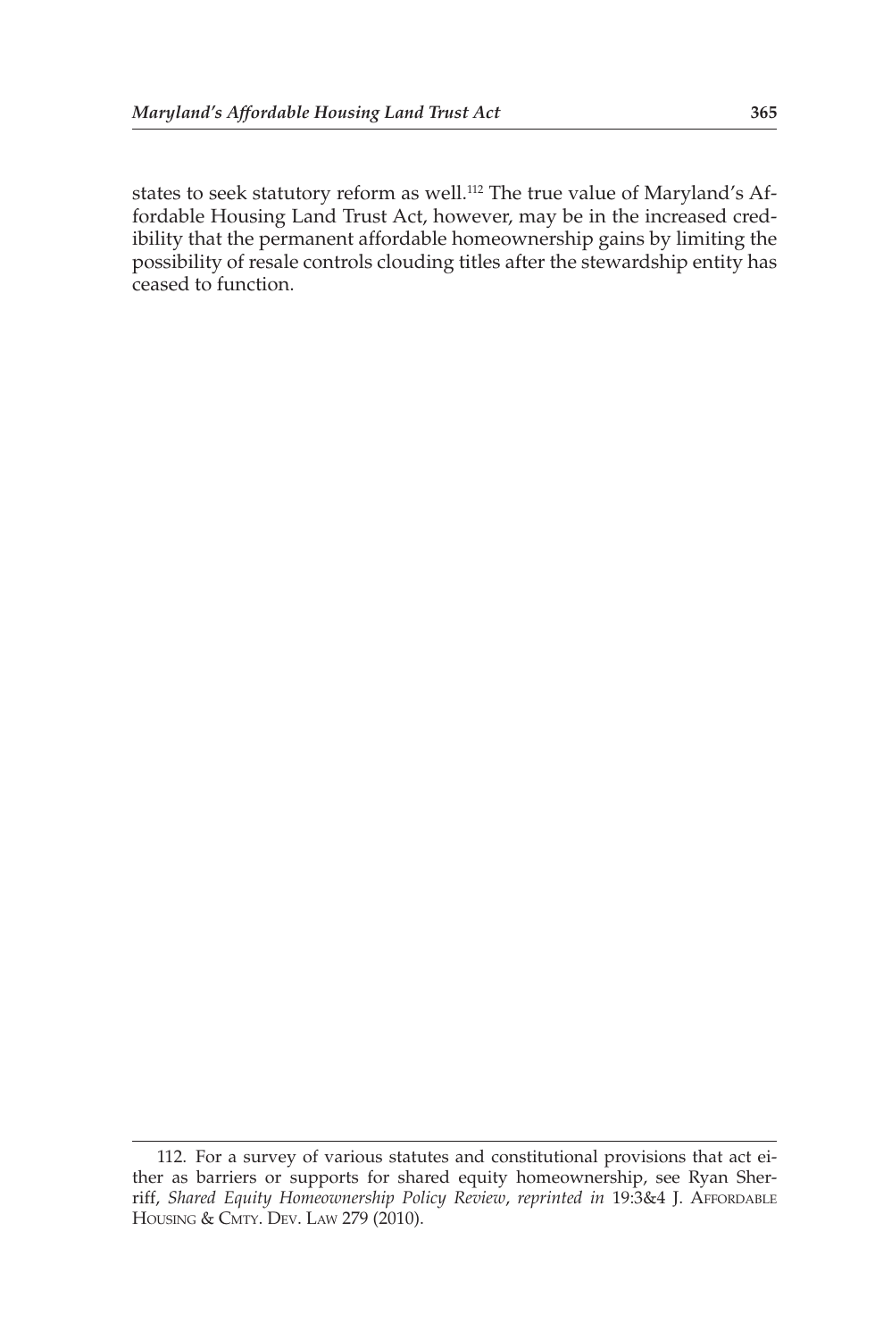states to seek statutory reform as well.[112] The true value of Maryland's Affordable Housing Land Trust Act, however, may be in the increased credibility that the permanent affordable homeownership gains by limiting the possibility of resale controls clouding titles after the stewardship entity has ceased to function.

---

112. For a survey of various statutes and constitutional provisions that act either as barriers or supports for shared equity homeownership, see Ryan Sherriff, *Shared Equity Homeownership Policy Review*, *reprinted in* 19:3&4 J. AFFORDABLE HOUSING & CMTY. DEV. LAW 279 (2010).